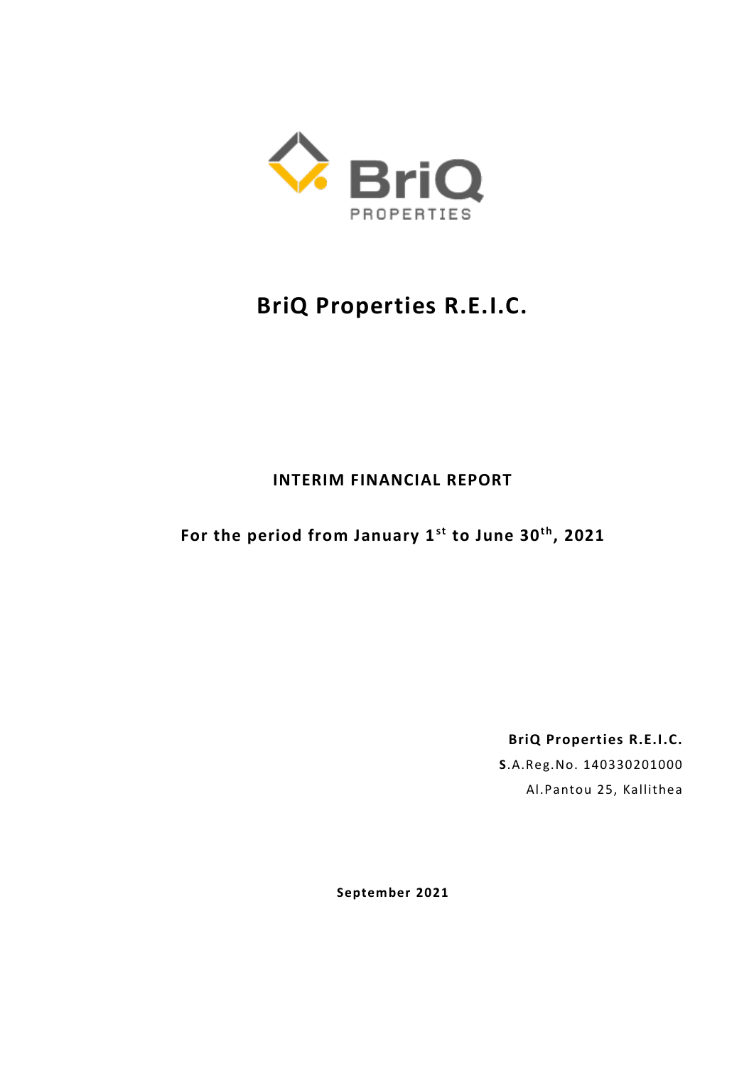# BriQ Properties R.E.I.C.

## INTERIM FINANCIAL REPORT

**For the period from January 1st to June 30th, 2021**

**BriQ Properties R.E.I.C.**
**S**.A.Reg.No. 140330201000
Al.Pantou 25, Kallithea

**September 2021**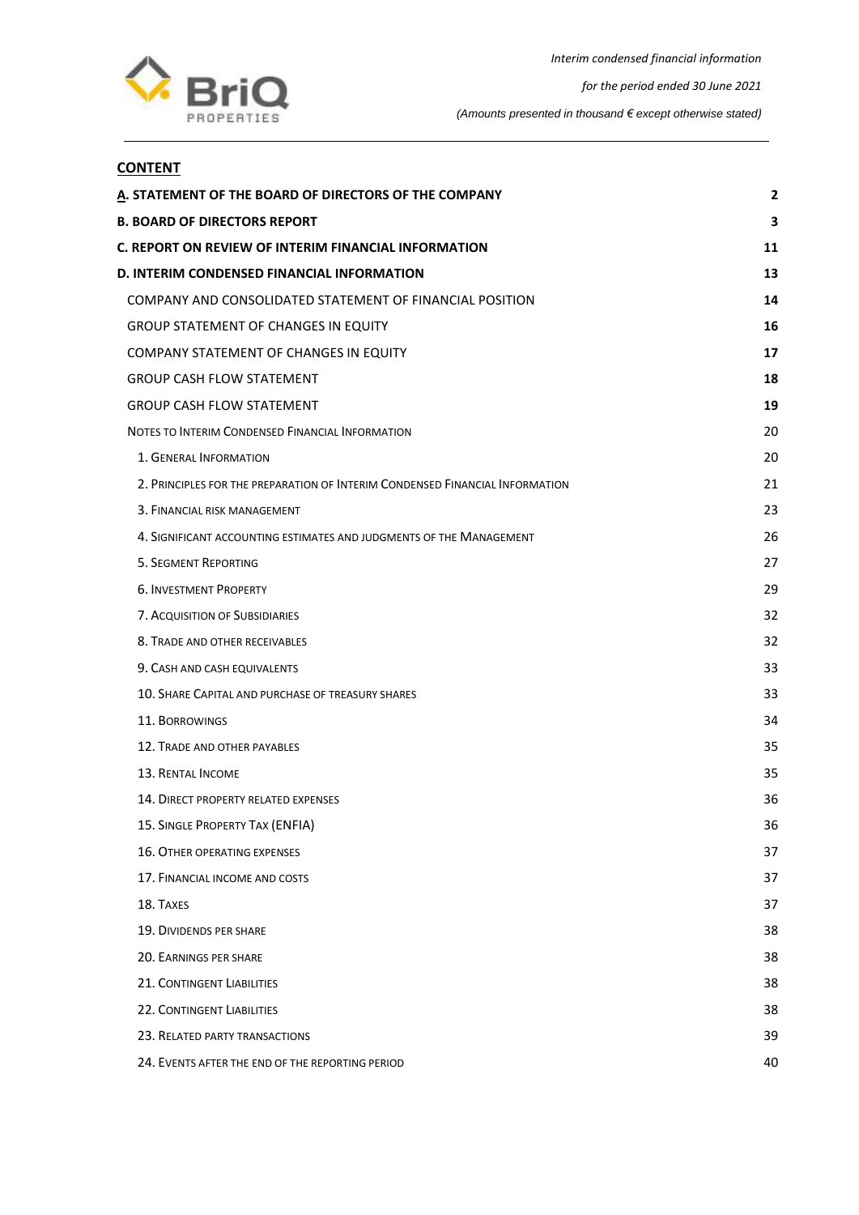## CONTENT

| | |
|---|---|
| **A. STATEMENT OF THE BOARD OF DIRECTORS OF THE COMPANY** | **2** |
| **B. BOARD OF DIRECTORS REPORT** | **3** |
| **C. REPORT ON REVIEW OF INTERIM FINANCIAL INFORMATION** | **11** |
| **D. INTERIM CONDENSED FINANCIAL INFORMATION** | **13** |
| COMPANY AND CONSOLIDATED STATEMENT OF FINANCIAL POSITION | **14** |
| GROUP STATEMENT OF CHANGES IN EQUITY | **16** |
| COMPANY STATEMENT OF CHANGES IN EQUITY | **17** |
| GROUP CASH FLOW STATEMENT | **18** |
| GROUP CASH FLOW STATEMENT | **19** |
| NOTES TO INTERIM CONDENSED FINANCIAL INFORMATION | 20 |
| 1. GENERAL INFORMATION | 20 |
| 2. PRINCIPLES FOR THE PREPARATION OF INTERIM CONDENSED FINANCIAL INFORMATION | 21 |
| 3. FINANCIAL RISK MANAGEMENT | 23 |
| 4. SIGNIFICANT ACCOUNTING ESTIMATES AND JUDGMENTS OF THE MANAGEMENT | 26 |
| 5. SEGMENT REPORTING | 27 |
| 6. INVESTMENT PROPERTY | 29 |
| 7. ACQUISITION OF SUBSIDIARIES | 32 |
| 8. TRADE AND OTHER RECEIVABLES | 32 |
| 9. CASH AND CASH EQUIVALENTS | 33 |
| 10. SHARE CAPITAL AND PURCHASE OF TREASURY SHARES | 33 |
| 11. BORROWINGS | 34 |
| 12. TRADE AND OTHER PAYABLES | 35 |
| 13. RENTAL INCOME | 35 |
| 14. DIRECT PROPERTY RELATED EXPENSES | 36 |
| 15. SINGLE PROPERTY TAX (ENFIA) | 36 |
| 16. OTHER OPERATING EXPENSES | 37 |
| 17. FINANCIAL INCOME AND COSTS | 37 |
| 18. TAXES | 37 |
| 19. DIVIDENDS PER SHARE | 38 |
| 20. EARNINGS PER SHARE | 38 |
| 21. CONTINGENT LIABILITIES | 38 |
| 22. CONTINGENT LIABILITIES | 38 |
| 23. RELATED PARTY TRANSACTIONS | 39 |
| 24. EVENTS AFTER THE END OF THE REPORTING PERIOD | 40 |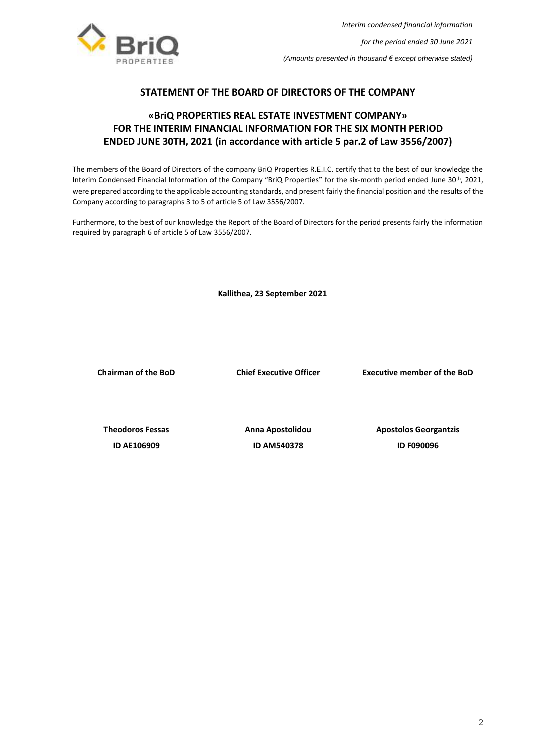## STATEMENT OF THE BOARD OF DIRECTORS OF THE COMPANY

## «BriQ PROPERTIES REAL ESTATE INVESTMENT COMPANY» FOR THE INTERIM FINANCIAL INFORMATION FOR THE SIX MONTH PERIOD ENDED JUNE 30TH, 2021 (in accordance with article 5 par.2 of Law 3556/2007)

The members of the Board of Directors of the company BriQ Properties R.E.I.C. certify that to the best of our knowledge the Interim Condensed Financial Information of the Company "BriQ Properties" for the six-month period ended June 30th, 2021, were prepared according to the applicable accounting standards, and present fairly the financial position and the results of the Company according to paragraphs 3 to 5 of article 5 of Law 3556/2007.

Furthermore, to the best of our knowledge the Report of the Board of Directors for the period presents fairly the information required by paragraph 6 of article 5 of Law 3556/2007.

**Kallithea, 23 September 2021**

| Chairman of the BoD | Chief Executive Officer | Executive member of the BoD |
|---|---|---|
| **Theodoros Fessas** | **Anna Apostolidou** | **Apostolos Georgantzis** |
| **ID AE106909** | **ID AM540378** | **ID F090096** |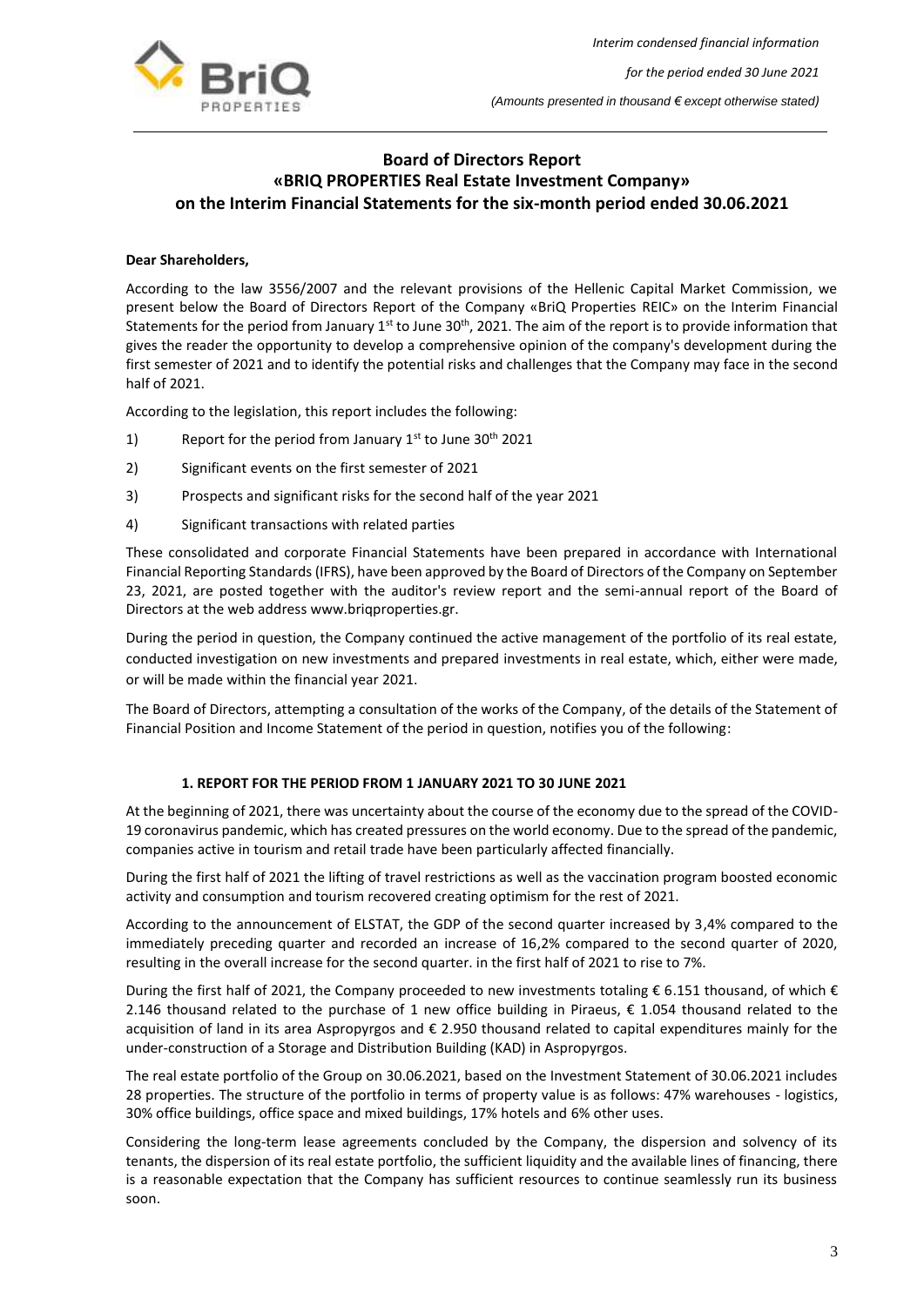# Board of Directors Report «BRIQ PROPERTIES Real Estate Investment Company» on the Interim Financial Statements for the six-month period ended 30.06.2021

**Dear Shareholders,**

According to the law 3556/2007 and the relevant provisions of the Hellenic Capital Market Commission, we present below the Board of Directors Report of the Company «BriQ Properties REIC» on the Interim Financial Statements for the period from January 1st to June 30th, 2021. The aim of the report is to provide information that gives the reader the opportunity to develop a comprehensive opinion of the company's development during the first semester of 2021 and to identify the potential risks and challenges that the Company may face in the second half of 2021.

According to the legislation, this report includes the following:

1) Report for the period from January 1st to June 30th 2021
2) Significant events on the first semester of 2021
3) Prospects and significant risks for the second half of the year 2021
4) Significant transactions with related parties

These consolidated and corporate Financial Statements have been prepared in accordance with International Financial Reporting Standards (IFRS), have been approved by the Board of Directors of the Company on September 23, 2021, are posted together with the auditor's review report and the semi-annual report of the Board of Directors at the web address www.briqproperties.gr.

During the period in question, the Company continued the active management of the portfolio of its real estate, conducted investigation on new investments and prepared investments in real estate, which, either were made, or will be made within the financial year 2021.

The Board of Directors, attempting a consultation of the works of the Company, of the details of the Statement of Financial Position and Income Statement of the period in question, notifies you of the following:

## 1. REPORT FOR THE PERIOD FROM 1 JANUARY 2021 TO 30 JUNE 2021

At the beginning of 2021, there was uncertainty about the course of the economy due to the spread of the COVID-19 coronavirus pandemic, which has created pressures on the world economy. Due to the spread of the pandemic, companies active in tourism and retail trade have been particularly affected financially.

During the first half of 2021 the lifting of travel restrictions as well as the vaccination program boosted economic activity and consumption and tourism recovered creating optimism for the rest of 2021.

According to the announcement of ELSTAT, the GDP of the second quarter increased by 3,4% compared to the immediately preceding quarter and recorded an increase of 16,2% compared to the second quarter of 2020, resulting in the overall increase for the second quarter. in the first half of 2021 to rise to 7%.

During the first half of 2021, the Company proceeded to new investments totaling € 6.151 thousand, of which € 2.146 thousand related to the purchase of 1 new office building in Piraeus, € 1.054 thousand related to the acquisition of land in its area Aspropyrgos and € 2.950 thousand related to capital expenditures mainly for the under-construction of a Storage and Distribution Building (KAD) in Aspropyrgos.

The real estate portfolio of the Group on 30.06.2021, based on the Investment Statement of 30.06.2021 includes 28 properties. The structure of the portfolio in terms of property value is as follows: 47% warehouses - logistics, 30% office buildings, office space and mixed buildings, 17% hotels and 6% other uses.

Considering the long-term lease agreements concluded by the Company, the dispersion and solvency of its tenants, the dispersion of its real estate portfolio, the sufficient liquidity and the available lines of financing, there is a reasonable expectation that the Company has sufficient resources to continue seamlessly run its business soon.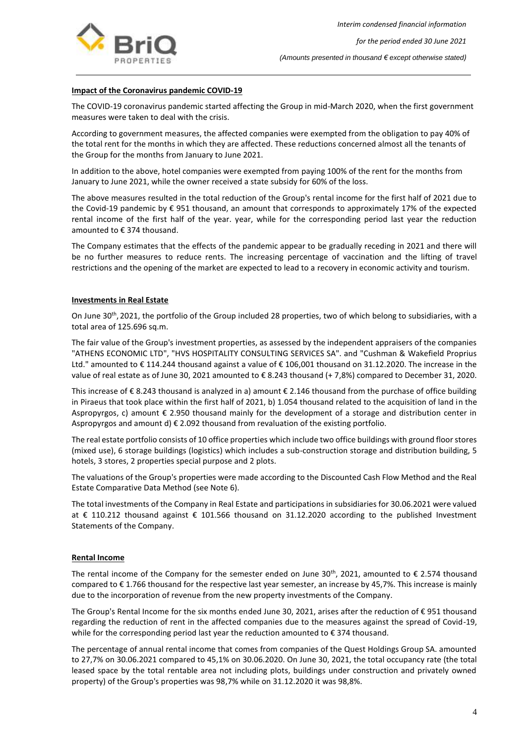**Impact of the Coronavirus pandemic COVID-19**

The COVID-19 coronavirus pandemic started affecting the Group in mid-March 2020, when the first government measures were taken to deal with the crisis.

According to government measures, the affected companies were exempted from the obligation to pay 40% of the total rent for the months in which they are affected. These reductions concerned almost all the tenants of the Group for the months from January to June 2021.

In addition to the above, hotel companies were exempted from paying 100% of the rent for the months from January to June 2021, while the owner received a state subsidy for 60% of the loss.

The above measures resulted in the total reduction of the Group's rental income for the first half of 2021 due to the Covid-19 pandemic by € 951 thousand, an amount that corresponds to approximately 17% of the expected rental income of the first half of the year. year, while for the corresponding period last year the reduction amounted to € 374 thousand.

The Company estimates that the effects of the pandemic appear to be gradually receding in 2021 and there will be no further measures to reduce rents. The increasing percentage of vaccination and the lifting of travel restrictions and the opening of the market are expected to lead to a recovery in economic activity and tourism.

**Investments in Real Estate**

On June 30th, 2021, the portfolio of the Group included 28 properties, two of which belong to subsidiaries, with a total area of 125.696 sq.m.

The fair value of the Group's investment properties, as assessed by the independent appraisers of the companies "ATHENS ECONOMIC LTD", "HVS HOSPITALITY CONSULTING SERVICES SA". and "Cushman & Wakefield Proprius Ltd." amounted to € 114.244 thousand against a value of € 106,001 thousand on 31.12.2020. The increase in the value of real estate as of June 30, 2021 amounted to € 8.243 thousand (+ 7,8%) compared to December 31, 2020.

This increase of € 8.243 thousand is analyzed in a) amount € 2.146 thousand from the purchase of office building in Piraeus that took place within the first half of 2021, b) 1.054 thousand related to the acquisition of land in the Aspropyrgos, c) amount € 2.950 thousand mainly for the development of a storage and distribution center in Aspropyrgos and amount d) € 2.092 thousand from revaluation of the existing portfolio.

The real estate portfolio consists of 10 office properties which include two office buildings with ground floor stores (mixed use), 6 storage buildings (logistics) which includes a sub-construction storage and distribution building, 5 hotels, 3 stores, 2 properties special purpose and 2 plots.

The valuations of the Group's properties were made according to the Discounted Cash Flow Method and the Real Estate Comparative Data Method (see Note 6).

The total investments of the Company in Real Estate and participations in subsidiaries for 30.06.2021 were valued at € 110.212 thousand against € 101.566 thousand on 31.12.2020 according to the published Investment Statements of the Company.

**Rental Income**

The rental income of the Company for the semester ended on June 30th, 2021, amounted to € 2.574 thousand compared to € 1.766 thousand for the respective last year semester, an increase by 45,7%. This increase is mainly due to the incorporation of revenue from the new property investments of the Company.

The Group's Rental Income for the six months ended June 30, 2021, arises after the reduction of € 951 thousand regarding the reduction of rent in the affected companies due to the measures against the spread of Covid-19, while for the corresponding period last year the reduction amounted to € 374 thousand.

The percentage of annual rental income that comes from companies of the Quest Holdings Group SA. amounted to 27,7% on 30.06.2021 compared to 45,1% on 30.06.2020. On June 30, 2021, the total occupancy rate (the total leased space by the total rentable area not including plots, buildings under construction and privately owned property) of the Group's properties was 98,7% while on 31.12.2020 it was 98,8%.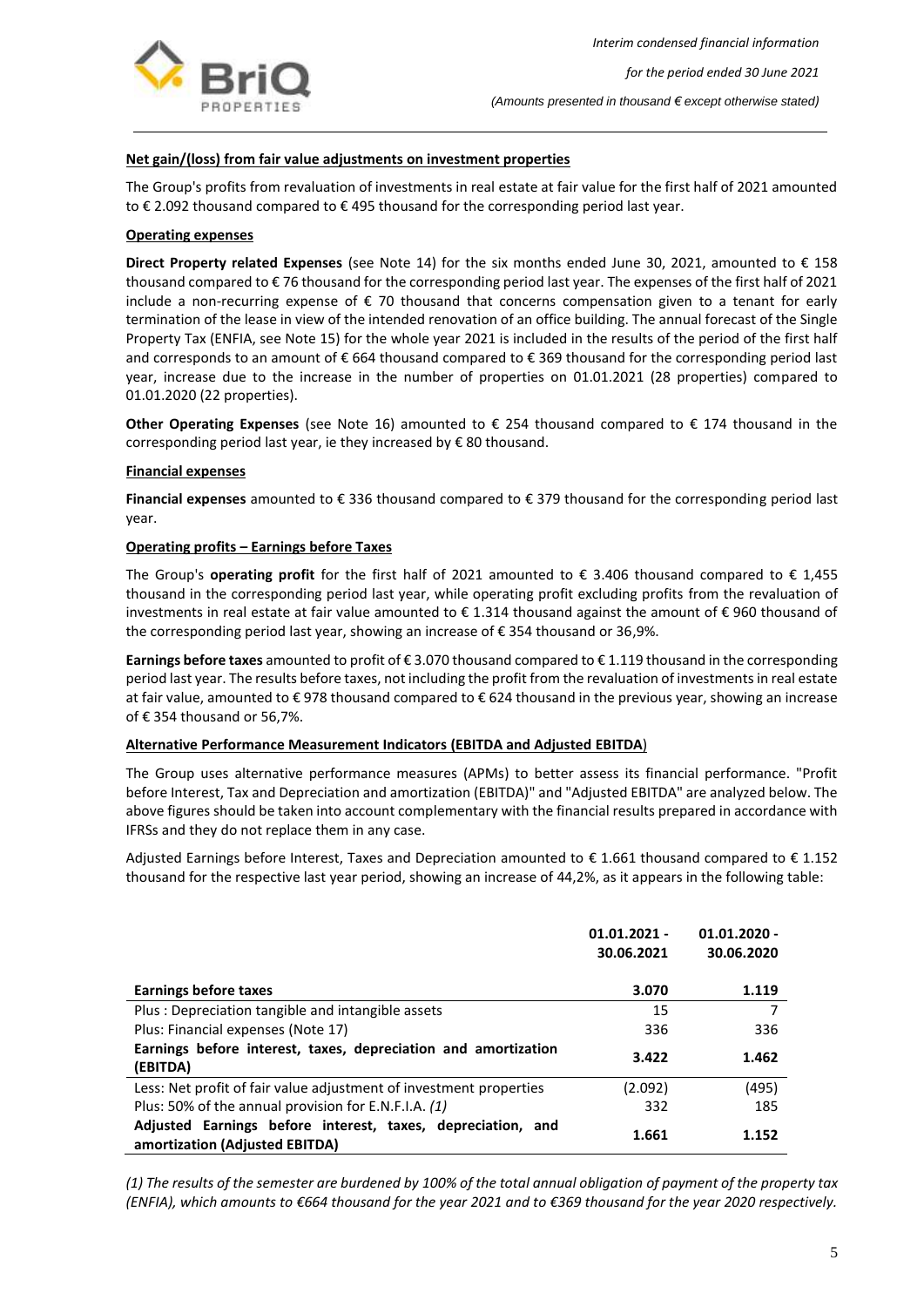#### Net gain/(loss) from fair value adjustments on investment properties

The Group's profits from revaluation of investments in real estate at fair value for the first half of 2021 amounted to € 2.092 thousand compared to € 495 thousand for the corresponding period last year.

#### Operating expenses

**Direct Property related Expenses** (see Note 14) for the six months ended June 30, 2021, amounted to € 158 thousand compared to € 76 thousand for the corresponding period last year. The expenses of the first half of 2021 include a non-recurring expense of € 70 thousand that concerns compensation given to a tenant for early termination of the lease in view of the intended renovation of an office building. The annual forecast of the Single Property Tax (ENFIA, see Note 15) for the whole year 2021 is included in the results of the period of the first half and corresponds to an amount of € 664 thousand compared to € 369 thousand for the corresponding period last year, increase due to the increase in the number of properties on 01.01.2021 (28 properties) compared to 01.01.2020 (22 properties).

**Other Operating Expenses** (see Note 16) amounted to € 254 thousand compared to € 174 thousand in the corresponding period last year, ie they increased by € 80 thousand.

#### Financial expenses

**Financial expenses** amounted to € 336 thousand compared to € 379 thousand for the corresponding period last year.

#### Operating profits – Earnings before Taxes

The Group's **operating profit** for the first half of 2021 amounted to € 3.406 thousand compared to € 1,455 thousand in the corresponding period last year, while operating profit excluding profits from the revaluation of investments in real estate at fair value amounted to € 1.314 thousand against the amount of € 960 thousand of the corresponding period last year, showing an increase of € 354 thousand or 36,9%.

**Earnings before taxes** amounted to profit of € 3.070 thousand compared to € 1.119 thousand in the corresponding period last year. The results before taxes, not including the profit from the revaluation of investments in real estate at fair value, amounted to € 978 thousand compared to € 624 thousand in the previous year, showing an increase of € 354 thousand or 56,7%.

#### Alternative Performance Measurement Indicators (EBITDA and Adjusted EBITDA)

The Group uses alternative performance measures (APMs) to better assess its financial performance. "Profit before Interest, Tax and Depreciation and amortization (EBITDA)" and "Adjusted EBITDA" are analyzed below. The above figures should be taken into account complementary with the financial results prepared in accordance with IFRSs and they do not replace them in any case.

Adjusted Earnings before Interest, Taxes and Depreciation amounted to € 1.661 thousand compared to € 1.152 thousand for the respective last year period, showing an increase of 44,2%, as it appears in the following table:

| | 01.01.2021 - 30.06.2021 | 01.01.2020 - 30.06.2020 |
|---|---|---|
| **Earnings before taxes** | **3.070** | **1.119** |
| Plus : Depreciation tangible and intangible assets | 15 | 7 |
| Plus: Financial expenses (Note 17) | 336 | 336 |
| **Earnings before interest, taxes, depreciation and amortization (EBITDA)** | **3.422** | **1.462** |
| Less: Net profit of fair value adjustment of investment properties | (2.092) | (495) |
| Plus: 50% of the annual provision for E.N.F.I.A. *(1)* | 332 | 185 |
| **Adjusted Earnings before interest, taxes, depreciation, and amortization (Adjusted EBITDA)** | **1.661** | **1.152** |

*(1) The results of the semester are burdened by 100% of the total annual obligation of payment of the property tax (ENFIA), which amounts to €664 thousand for the year 2021 and to €369 thousand for the year 2020 respectively.*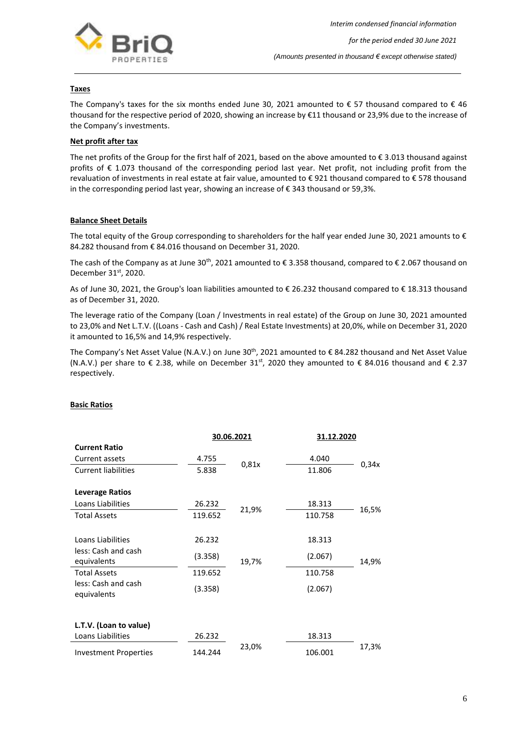### Taxes

The Company's taxes for the six months ended June 30, 2021 amounted to € 57 thousand compared to € 46 thousand for the respective period of 2020, showing an increase by €11 thousand or 23,9% due to the increase of the Company's investments.

### Net profit after tax

The net profits of the Group for the first half of 2021, based on the above amounted to € 3.013 thousand against profits of € 1.073 thousand of the corresponding period last year. Net profit, not including profit from the revaluation of investments in real estate at fair value, amounted to € 921 thousand compared to € 578 thousand in the corresponding period last year, showing an increase of € 343 thousand or 59,3%.

### Balance Sheet Details

The total equity of the Group corresponding to shareholders for the half year ended June 30, 2021 amounts to € 84.282 thousand from € 84.016 thousand on December 31, 2020.

The cash of the Company as at June 30th, 2021 amounted to € 3.358 thousand, compared to € 2.067 thousand on December 31st, 2020.

As of June 30, 2021, the Group's loan liabilities amounted to € 26.232 thousand compared to € 18.313 thousand as of December 31, 2020.

The leverage ratio of the Company (Loan / Investments in real estate) of the Group on June 30, 2021 amounted to 23,0% and Net L.T.V. ((Loans - Cash and Cash) / Real Estate Investments) at 20,0%, while on December 31, 2020 it amounted to 16,5% and 14,9% respectively.

The Company's Net Asset Value (N.A.V.) on June 30th, 2021 amounted to € 84.282 thousand and Net Asset Value (N.A.V.) per share to € 2.38, while on December 31st, 2020 they amounted to € 84.016 thousand and € 2.37 respectively.

### Basic Ratios

| | 30.06.2021 | | 31.12.2020 | |
|---|---|---|---|---|
| **Current Ratio** | | | | |
| Current assets | 4.755 | 0,81x | 4.040 | 0,34x |
| Current liabilities | 5.838 | | 11.806 | |
| **Leverage Ratios** | | | | |
| Loans Liabilities | 26.232 | 21,9% | 18.313 | 16,5% |
| Total Assets | 119.652 | | 110.758 | |
| Loans Liabilities | 26.232 | | 18.313 | |
| less: Cash and cash equivalents | (3.358) | 19,7% | (2.067) | 14,9% |
| Total Assets | 119.652 | | 110.758 | |
| less: Cash and cash equivalents | (3.358) | | (2.067) | |
| **L.T.V. (Loan to value)** | | | | |
| Loans Liabilities | 26.232 | 23,0% | 18.313 | 17,3% |
| Investment Properties | 144.244 | | 106.001 | |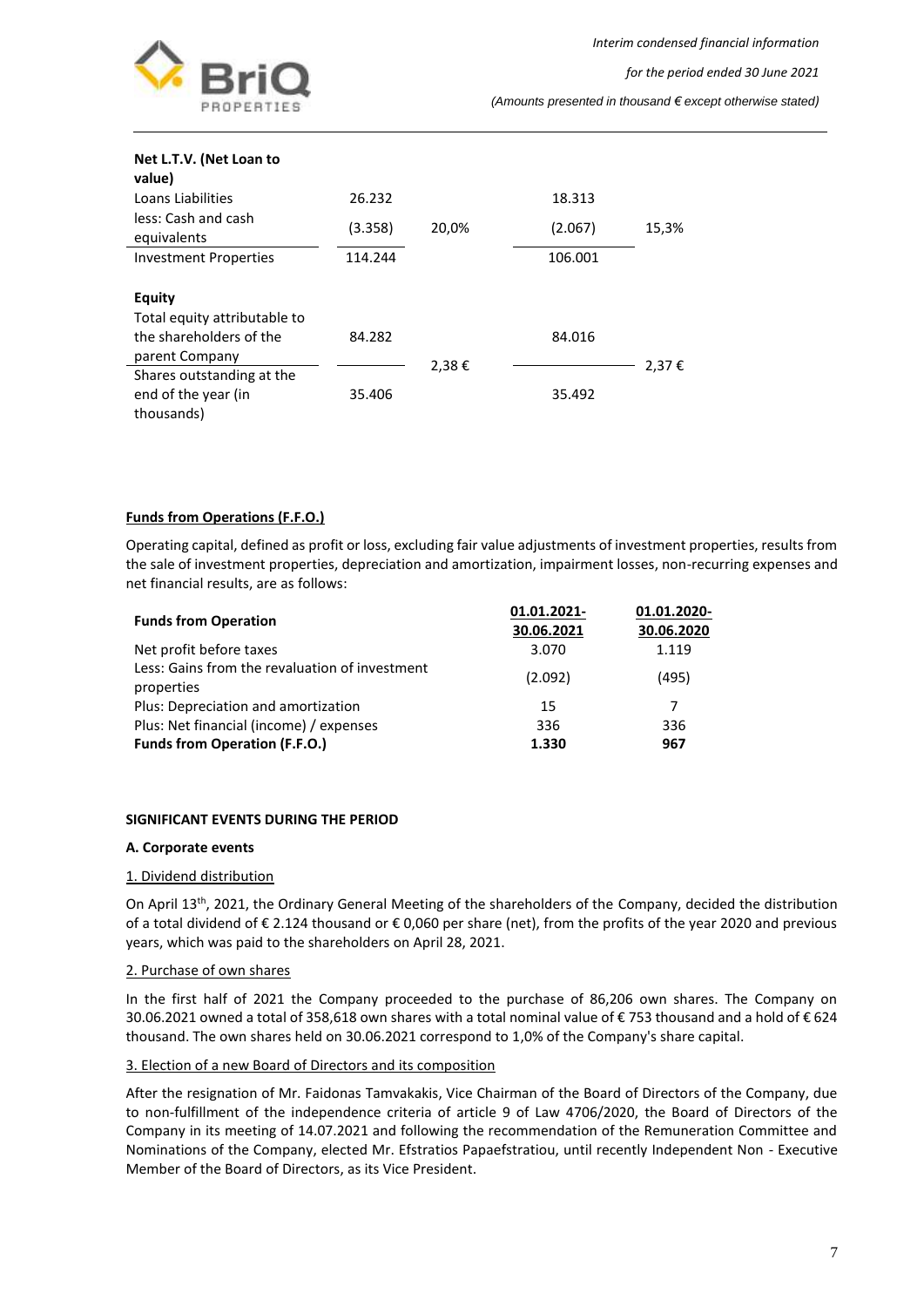| **Net L.T.V. (Net Loan to value)** | | | | |
|---|---|---|---|---|
| Loans Liabilities | 26.232 | | 18.313 | |
| less: Cash and cash equivalents | (3.358) | 20,0% | (2.067) | 15,3% |
| Investment Properties | 114.244 | | 106.001 | |
| **Equity** | | | | |
| Total equity attributable to the shareholders of the parent Company | 84.282 | 2,38 € | 84.016 | 2,37 € |
| Shares outstanding at the end of the year (in thousands) | 35.406 | | 35.492 | |

**Funds from Operations (F.F.O.)**

Operating capital, defined as profit or loss, excluding fair value adjustments of investment properties, results from the sale of investment properties, depreciation and amortization, impairment losses, non-recurring expenses and net financial results, are as follows:

| **Funds from Operation** | **01.01.2021-30.06.2021** | **01.01.2020-30.06.2020** |
|---|---|---|
| Net profit before taxes | 3.070 | 1.119 |
| Less: Gains from the revaluation of investment properties | (2.092) | (495) |
| Plus: Depreciation and amortization | 15 | 7 |
| Plus: Net financial (income) / expenses | 336 | 336 |
| **Funds from Operation (F.F.O.)** | **1.330** | **967** |

**SIGNIFICANT EVENTS DURING THE PERIOD**

**A. Corporate events**

1. Dividend distribution

On April 13th, 2021, the Ordinary General Meeting of the shareholders of the Company, decided the distribution of a total dividend of € 2.124 thousand or € 0,060 per share (net), from the profits of the year 2020 and previous years, which was paid to the shareholders on April 28, 2021.

2. Purchase of own shares

In the first half of 2021 the Company proceeded to the purchase of 86,206 own shares. The Company on 30.06.2021 owned a total of 358,618 own shares with a total nominal value of € 753 thousand and a hold of € 624 thousand. The own shares held on 30.06.2021 correspond to 1,0% of the Company's share capital.

3. Election of a new Board of Directors and its composition

After the resignation of Mr. Faidonas Tamvakakis, Vice Chairman of the Board of Directors of the Company, due to non-fulfillment of the independence criteria of article 9 of Law 4706/2020, the Board of Directors of the Company in its meeting of 14.07.2021 and following the recommendation of the Remuneration Committee and Nominations of the Company, elected Mr. Efstratios Papaefstratiou, until recently Independent Non - Executive Member of the Board of Directors, as its Vice President.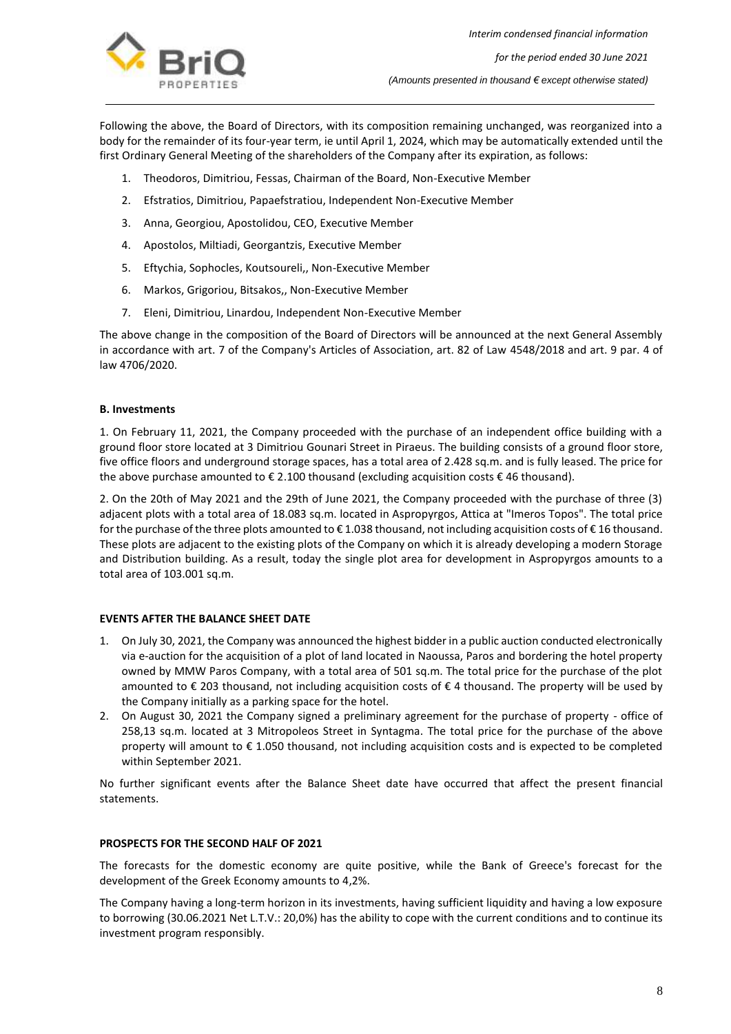Following the above, the Board of Directors, with its composition remaining unchanged, was reorganized into a body for the remainder of its four-year term, ie until April 1, 2024, which may be automatically extended until the first Ordinary General Meeting of the shareholders of the Company after its expiration, as follows:

1. Theodoros, Dimitriou, Fessas, Chairman of the Board, Non-Executive Member
2. Efstratios, Dimitriou, Papaefstratiou, Independent Non-Executive Member
3. Anna, Georgiou, Apostolidou, CEO, Executive Member
4. Apostolos, Miltiadi, Georgantzis, Executive Member
5. Eftychia, Sophocles, Koutsoureli,, Non-Executive Member
6. Markos, Grigoriou, Bitsakos,, Non-Executive Member
7. Eleni, Dimitriou, Linardou, Independent Non-Executive Member

The above change in the composition of the Board of Directors will be announced at the next General Assembly in accordance with art. 7 of the Company's Articles of Association, art. 82 of Law 4548/2018 and art. 9 par. 4 of law 4706/2020.

**B. Investments**

1. On February 11, 2021, the Company proceeded with the purchase of an independent office building with a ground floor store located at 3 Dimitriou Gounari Street in Piraeus. The building consists of a ground floor store, five office floors and underground storage spaces, has a total area of 2.428 sq.m. and is fully leased. The price for the above purchase amounted to € 2.100 thousand (excluding acquisition costs € 46 thousand).

2. On the 20th of May 2021 and the 29th of June 2021, the Company proceeded with the purchase of three (3) adjacent plots with a total area of 18.083 sq.m. located in Aspropyrgos, Attica at "Imeros Topos". The total price for the purchase of the three plots amounted to € 1.038 thousand, not including acquisition costs of € 16 thousand. These plots are adjacent to the existing plots of the Company on which it is already developing a modern Storage and Distribution building. As a result, today the single plot area for development in Aspropyrgos amounts to a total area of 103.001 sq.m.

**EVENTS AFTER THE BALANCE SHEET DATE**

1. On July 30, 2021, the Company was announced the highest bidder in a public auction conducted electronically via e-auction for the acquisition of a plot of land located in Naoussa, Paros and bordering the hotel property owned by MMW Paros Company, with a total area of 501 sq.m. The total price for the purchase of the plot amounted to € 203 thousand, not including acquisition costs of € 4 thousand. The property will be used by the Company initially as a parking space for the hotel.
2. On August 30, 2021 the Company signed a preliminary agreement for the purchase of property - office of 258,13 sq.m. located at 3 Mitropoleos Street in Syntagma. The total price for the purchase of the above property will amount to € 1.050 thousand, not including acquisition costs and is expected to be completed within September 2021.

No further significant events after the Balance Sheet date have occurred that affect the present financial statements.

**PROSPECTS FOR THE SECOND HALF OF 2021**

The forecasts for the domestic economy are quite positive, while the Bank of Greece's forecast for the development of the Greek Economy amounts to 4,2%.

The Company having a long-term horizon in its investments, having sufficient liquidity and having a low exposure to borrowing (30.06.2021 Net L.T.V.: 20,0%) has the ability to cope with the current conditions and to continue its investment program responsibly.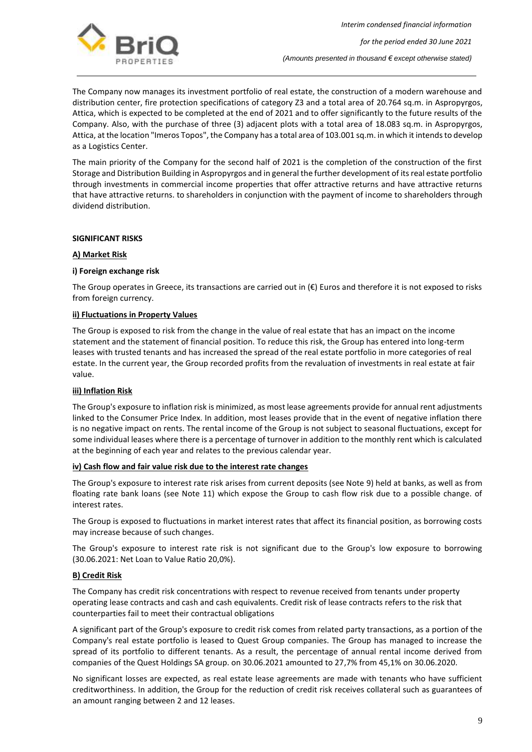The Company now manages its investment portfolio of real estate, the construction of a modern warehouse and distribution center, fire protection specifications of category Z3 and a total area of 20.764 sq.m. in Aspropyrgos, Attica, which is expected to be completed at the end of 2021 and to offer significantly to the future results of the Company. Also, with the purchase of three (3) adjacent plots with a total area of 18.083 sq.m. in Aspropyrgos, Attica, at the location "Imeros Topos", the Company has a total area of 103.001 sq.m. in which it intends to develop as a Logistics Center.

The main priority of the Company for the second half of 2021 is the completion of the construction of the first Storage and Distribution Building in Aspropyrgos and in general the further development of its real estate portfolio through investments in commercial income properties that offer attractive returns and have attractive returns that have attractive returns. to shareholders in conjunction with the payment of income to shareholders through dividend distribution.

**SIGNIFICANT RISKS**

**A) Market Risk**

**i) Foreign exchange risk**

The Group operates in Greece, its transactions are carried out in (€) Euros and therefore it is not exposed to risks from foreign currency.

**ii) Fluctuations in Property Values**

The Group is exposed to risk from the change in the value of real estate that has an impact on the income statement and the statement of financial position. To reduce this risk, the Group has entered into long-term leases with trusted tenants and has increased the spread of the real estate portfolio in more categories of real estate. In the current year, the Group recorded profits from the revaluation of investments in real estate at fair value.

**iii) Inflation Risk**

The Group's exposure to inflation risk is minimized, as most lease agreements provide for annual rent adjustments linked to the Consumer Price Index. In addition, most leases provide that in the event of negative inflation there is no negative impact on rents. The rental income of the Group is not subject to seasonal fluctuations, except for some individual leases where there is a percentage of turnover in addition to the monthly rent which is calculated at the beginning of each year and relates to the previous calendar year.

**iv) Cash flow and fair value risk due to the interest rate changes**

The Group's exposure to interest rate risk arises from current deposits (see Note 9) held at banks, as well as from floating rate bank loans (see Note 11) which expose the Group to cash flow risk due to a possible change. of interest rates.

The Group is exposed to fluctuations in market interest rates that affect its financial position, as borrowing costs may increase because of such changes.

The Group's exposure to interest rate risk is not significant due to the Group's low exposure to borrowing (30.06.2021: Net Loan to Value Ratio 20,0%).

**B) Credit Risk**

The Company has credit risk concentrations with respect to revenue received from tenants under property operating lease contracts and cash and cash equivalents. Credit risk of lease contracts refers to the risk that counterparties fail to meet their contractual obligations

A significant part of the Group's exposure to credit risk comes from related party transactions, as a portion of the Company's real estate portfolio is leased to Quest Group companies. The Group has managed to increase the spread of its portfolio to different tenants. As a result, the percentage of annual rental income derived from companies of the Quest Holdings SA group. on 30.06.2021 amounted to 27,7% from 45,1% on 30.06.2020.

No significant losses are expected, as real estate lease agreements are made with tenants who have sufficient creditworthiness. In addition, the Group for the reduction of credit risk receives collateral such as guarantees of an amount ranging between 2 and 12 leases.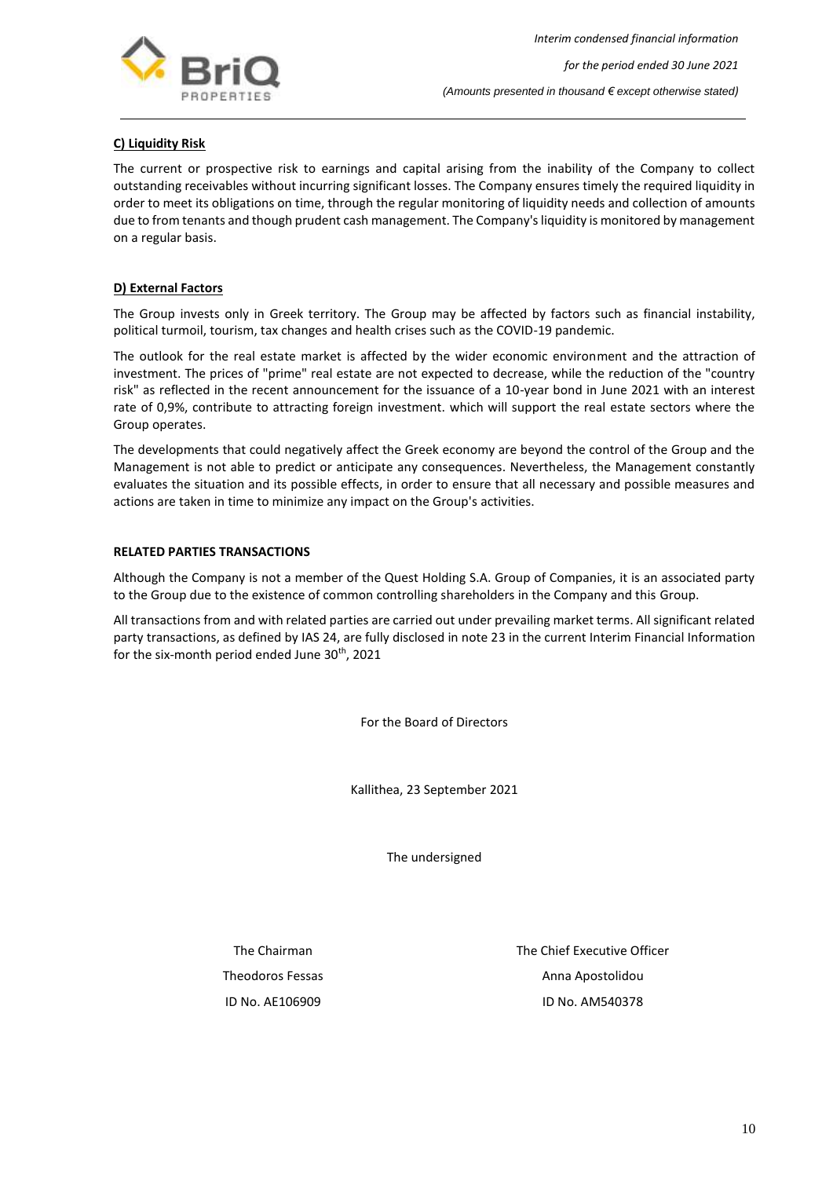**C) Liquidity Risk**

The current or prospective risk to earnings and capital arising from the inability of the Company to collect outstanding receivables without incurring significant losses. The Company ensures timely the required liquidity in order to meet its obligations on time, through the regular monitoring of liquidity needs and collection of amounts due to from tenants and though prudent cash management. The Company's liquidity is monitored by management on a regular basis.

**D) External Factors**

The Group invests only in Greek territory. The Group may be affected by factors such as financial instability, political turmoil, tourism, tax changes and health crises such as the COVID-19 pandemic.

The outlook for the real estate market is affected by the wider economic environment and the attraction of investment. The prices of "prime" real estate are not expected to decrease, while the reduction of the "country risk" as reflected in the recent announcement for the issuance of a 10-year bond in June 2021 with an interest rate of 0,9%, contribute to attracting foreign investment. which will support the real estate sectors where the Group operates.

The developments that could negatively affect the Greek economy are beyond the control of the Group and the Management is not able to predict or anticipate any consequences. Nevertheless, the Management constantly evaluates the situation and its possible effects, in order to ensure that all necessary and possible measures and actions are taken in time to minimize any impact on the Group's activities.

**RELATED PARTIES TRANSACTIONS**

Although the Company is not a member of the Quest Holding S.A. Group of Companies, it is an associated party to the Group due to the existence of common controlling shareholders in the Company and this Group.

All transactions from and with related parties are carried out under prevailing market terms. All significant related party transactions, as defined by IAS 24, are fully disclosed in note 23 in the current Interim Financial Information for the six-month period ended June 30th, 2021

For the Board of Directors

Kallithea, 23 September 2021

The undersigned

| The Chairman | The Chief Executive Officer |
|---|---|
| Theodoros Fessas | Anna Apostolidou |
| ID No. AE106909 | ID No. AM540378 |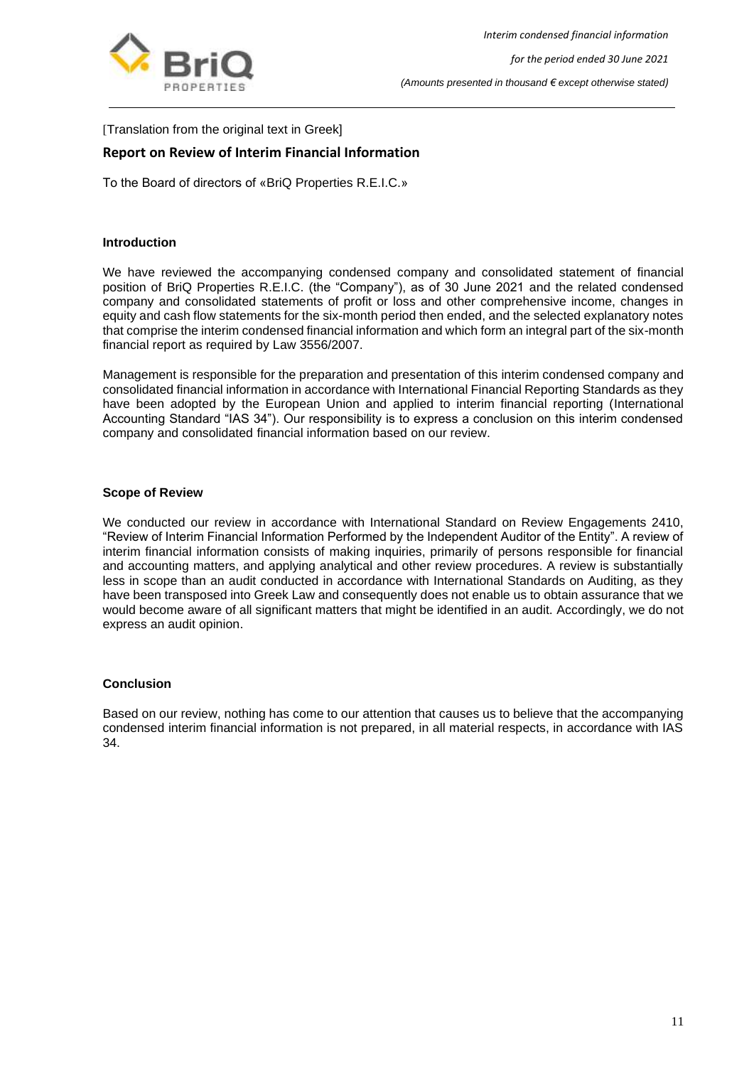[Translation from the original text in Greek]

## Report on Review of Interim Financial Information

To the Board of directors of «BriQ Properties R.E.I.C.»

### Introduction

We have reviewed the accompanying condensed company and consolidated statement of financial position of BriQ Properties R.E.I.C. (the "Company"), as of 30 June 2021 and the related condensed company and consolidated statements of profit or loss and other comprehensive income, changes in equity and cash flow statements for the six-month period then ended, and the selected explanatory notes that comprise the interim condensed financial information and which form an integral part of the six-month financial report as required by Law 3556/2007.

Management is responsible for the preparation and presentation of this interim condensed company and consolidated financial information in accordance with International Financial Reporting Standards as they have been adopted by the European Union and applied to interim financial reporting (International Accounting Standard "IAS 34"). Our responsibility is to express a conclusion on this interim condensed company and consolidated financial information based on our review.

### Scope of Review

We conducted our review in accordance with International Standard on Review Engagements 2410, "Review of Interim Financial Information Performed by the Independent Auditor of the Entity". A review of interim financial information consists of making inquiries, primarily of persons responsible for financial and accounting matters, and applying analytical and other review procedures. A review is substantially less in scope than an audit conducted in accordance with International Standards on Auditing, as they have been transposed into Greek Law and consequently does not enable us to obtain assurance that we would become aware of all significant matters that might be identified in an audit. Accordingly, we do not express an audit opinion.

### Conclusion

Based on our review, nothing has come to our attention that causes us to believe that the accompanying condensed interim financial information is not prepared, in all material respects, in accordance with IAS 34.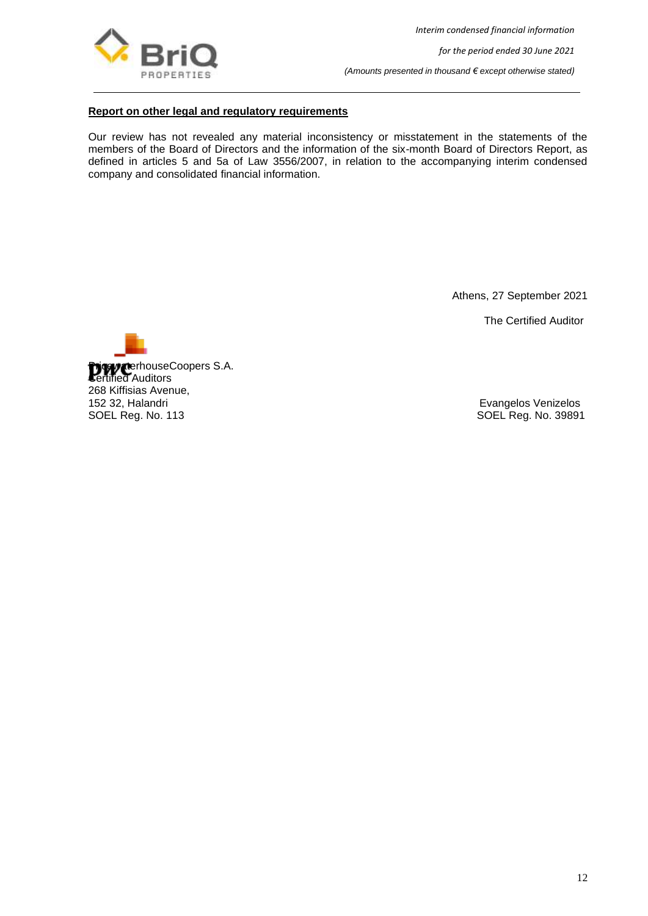**Report on other legal and regulatory requirements**

Our review has not revealed any material inconsistency or misstatement in the statements of the members of the Board of Directors and the information of the six-month Board of Directors Report, as defined in articles 5 and 5a of Law 3556/2007, in relation to the accompanying interim condensed company and consolidated financial information.

Athens, 27 September 2021

The Certified Auditor

PricewaterhouseCoopers S.A.
Certified Auditors
268 Kiffisias Avenue,
152 32, Halandri
SOEL Reg. No. 113

Evangelos Venizelos
SOEL Reg. No. 39891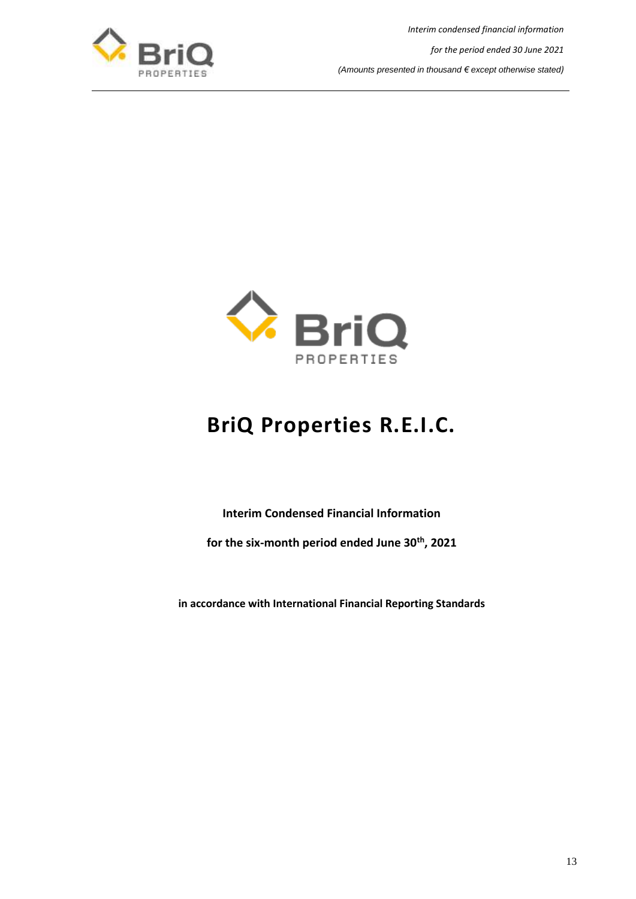# BriQ Properties R.E.I.C.

**Interim Condensed Financial Information**

**for the six-month period ended June 30th, 2021**

**in accordance with International Financial Reporting Standards**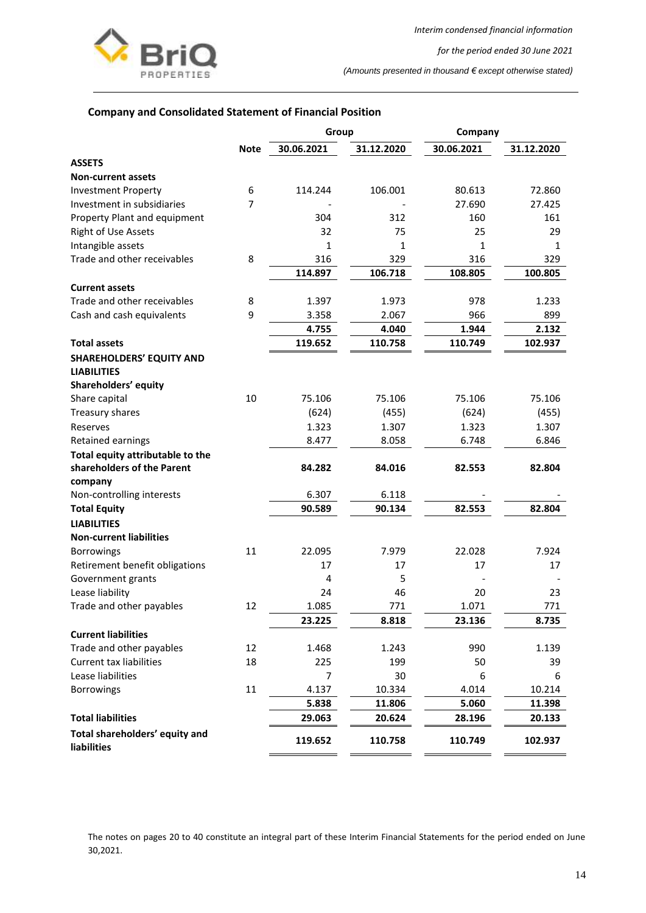## Company and Consolidated Statement of Financial Position

| | Note | Group | | Company | |
|---|---|---|---|---|---|
| | | 30.06.2021 | 31.12.2020 | 30.06.2021 | 31.12.2020 |
| **ASSETS** | | | | | |
| **Non-current assets** | | | | | |
| Investment Property | 6 | 114.244 | 106.001 | 80.613 | 72.860 |
| Investment in subsidiaries | 7 | - | - | 27.690 | 27.425 |
| Property Plant and equipment | | 304 | 312 | 160 | 161 |
| Right of Use Assets | | 32 | 75 | 25 | 29 |
| Intangible assets | | 1 | 1 | 1 | 1 |
| Trade and other receivables | 8 | 316 | 329 | 316 | 329 |
| | | **114.897** | **106.718** | **108.805** | **100.805** |
| **Current assets** | | | | | |
| Trade and other receivables | 8 | 1.397 | 1.973 | 978 | 1.233 |
| Cash and cash equivalents | 9 | 3.358 | 2.067 | 966 | 899 |
| | | **4.755** | **4.040** | **1.944** | **2.132** |
| **Total assets** | | **119.652** | **110.758** | **110.749** | **102.937** |
| **SHAREHOLDERS' EQUITY AND LIABILITIES** | | | | | |
| **Shareholders' equity** | | | | | |
| Share capital | 10 | 75.106 | 75.106 | 75.106 | 75.106 |
| Treasury shares | | (624) | (455) | (624) | (455) |
| Reserves | | 1.323 | 1.307 | 1.323 | 1.307 |
| Retained earnings | | 8.477 | 8.058 | 6.748 | 6.846 |
| **Total equity attributable to the shareholders of the Parent company** | | **84.282** | **84.016** | **82.553** | **82.804** |
| Non-controlling interests | | 6.307 | 6.118 | - | - |
| **Total Equity** | | **90.589** | **90.134** | **82.553** | **82.804** |
| **LIABILITIES** | | | | | |
| **Non-current liabilities** | | | | | |
| Borrowings | 11 | 22.095 | 7.979 | 22.028 | 7.924 |
| Retirement benefit obligations | | 17 | 17 | 17 | 17 |
| Government grants | | 4 | 5 | - | - |
| Lease liability | | 24 | 46 | 20 | 23 |
| Trade and other payables | 12 | 1.085 | 771 | 1.071 | 771 |
| | | **23.225** | **8.818** | **23.136** | **8.735** |
| **Current liabilities** | | | | | |
| Trade and other payables | 12 | 1.468 | 1.243 | 990 | 1.139 |
| Current tax liabilities | 18 | 225 | 199 | 50 | 39 |
| Lease liabilities | | 7 | 30 | 6 | 6 |
| Borrowings | 11 | 4.137 | 10.334 | 4.014 | 10.214 |
| | | **5.838** | **11.806** | **5.060** | **11.398** |
| **Total liabilities** | | **29.063** | **20.624** | **28.196** | **20.133** |
| **Total shareholders' equity and liabilities** | | **119.652** | **110.758** | **110.749** | **102.937** |

The notes on pages 20 to 40 constitute an integral part of these Interim Financial Statements for the period ended on June 30,2021.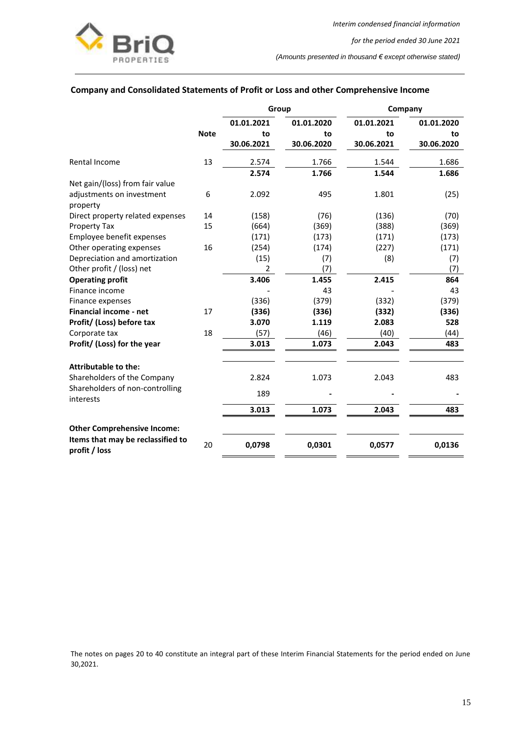## Company and Consolidated Statements of Profit or Loss and other Comprehensive Income

| | Note | Group | | Company | |
|---|---|---|---|---|---|
| | | 01.01.2021 to 30.06.2021 | 01.01.2020 to 30.06.2020 | 01.01.2021 to 30.06.2021 | 01.01.2020 to 30.06.2020 |
| Rental Income | 13 | 2.574 | 1.766 | 1.544 | 1.686 |
| | | **2.574** | **1.766** | **1.544** | **1.686** |
| Net gain/(loss) from fair value adjustments on investment property | 6 | 2.092 | 495 | 1.801 | (25) |
| Direct property related expenses | 14 | (158) | (76) | (136) | (70) |
| Property Tax | 15 | (664) | (369) | (388) | (369) |
| Employee benefit expenses | | (171) | (173) | (171) | (173) |
| Other operating expenses | 16 | (254) | (174) | (227) | (171) |
| Depreciation and amortization | | (15) | (7) | (8) | (7) |
| Other profit / (loss) net | | 2 | (7) | | (7) |
| **Operating profit** | | **3.406** | **1.455** | **2.415** | **864** |
| Finance income | | - | 43 | - | 43 |
| Finance expenses | | (336) | (379) | (332) | (379) |
| **Financial income - net** | 17 | **(336)** | **(336)** | **(332)** | **(336)** |
| **Profit/ (Loss) before tax** | | **3.070** | **1.119** | **2.083** | **528** |
| Corporate tax | 18 | (57) | (46) | (40) | (44) |
| **Profit/ (Loss) for the year** | | **3.013** | **1.073** | **2.043** | **483** |
| | | | | | |
| **Attributable to the:** | | | | | |
| Shareholders of the Company | | 2.824 | 1.073 | 2.043 | 483 |
| Shareholders of non-controlling interests | | 189 | - | - | - |
| | | **3.013** | **1.073** | **2.043** | **483** |
| | | | | | |
| **Other Comprehensive Income:** | | | | | |
| **Items that may be reclassified to profit / loss** | 20 | **0,0798** | **0,0301** | **0,0577** | **0,0136** |

The notes on pages 20 to 40 constitute an integral part of these Interim Financial Statements for the period ended on June 30,2021.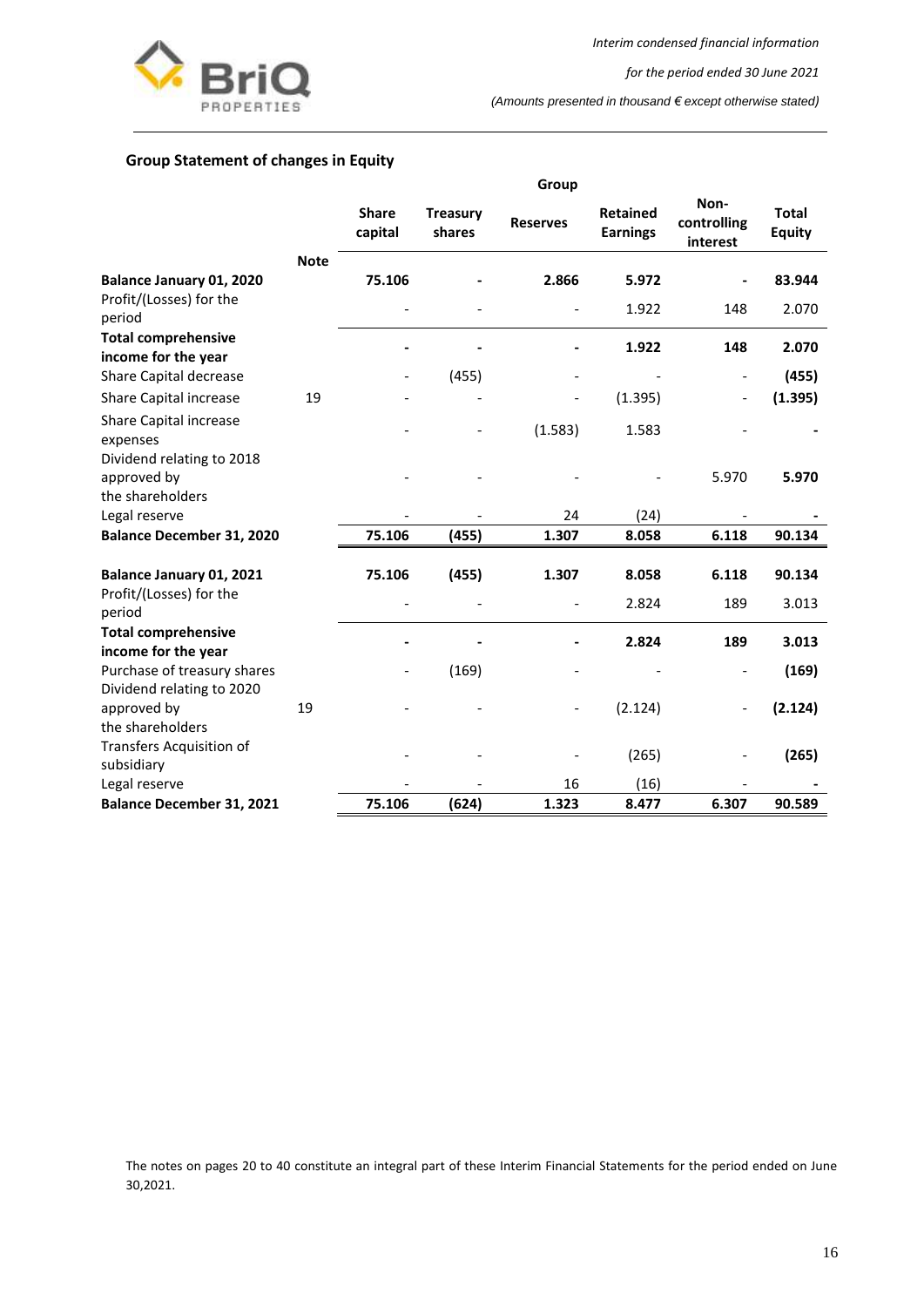## Group Statement of changes in Equity

| | Note | Share capital | Treasury shares | Reserves | Retained Earnings | Non-controlling interest | Total Equity |
|---|---|---|---|---|---|---|---|
| | | | | Group | | | |
| **Balance January 01, 2020** | | **75.106** | **-** | **2.866** | **5.972** | **-** | **83.944** |
| Profit/(Losses) for the period | | - | - | - | 1.922 | 148 | 2.070 |
| **Total comprehensive income for the year** | | **-** | **-** | **-** | **1.922** | **148** | **2.070** |
| Share Capital decrease | | - | (455) | - | - | - | **(455)** |
| Share Capital increase | 19 | - | - | - | (1.395) | - | **(1.395)** |
| Share Capital increase expenses | | - | - | (1.583) | 1.583 | - | **-** |
| Dividend relating to 2018 approved by the shareholders | | - | - | - | - | 5.970 | **5.970** |
| Legal reserve | | - | - | 24 | (24) | - | **-** |
| **Balance December 31, 2020** | | **75.106** | **(455)** | **1.307** | **8.058** | **6.118** | **90.134** |
| | | | | | | | |
| **Balance January 01, 2021** | | **75.106** | **(455)** | **1.307** | **8.058** | **6.118** | **90.134** |
| Profit/(Losses) for the period | | - | - | - | 2.824 | 189 | 3.013 |
| **Total comprehensive income for the year** | | **-** | **-** | **-** | **2.824** | **189** | **3.013** |
| Purchase of treasury shares | | - | (169) | - | - | - | **(169)** |
| Dividend relating to 2020 approved by the shareholders | 19 | - | - | - | (2.124) | - | **(2.124)** |
| Transfers Acquisition of subsidiary | | - | - | - | (265) | - | **(265)** |
| Legal reserve | | - | - | 16 | (16) | - | **-** |
| **Balance December 31, 2021** | | **75.106** | **(624)** | **1.323** | **8.477** | **6.307** | **90.589** |

The notes on pages 20 to 40 constitute an integral part of these Interim Financial Statements for the period ended on June 30,2021.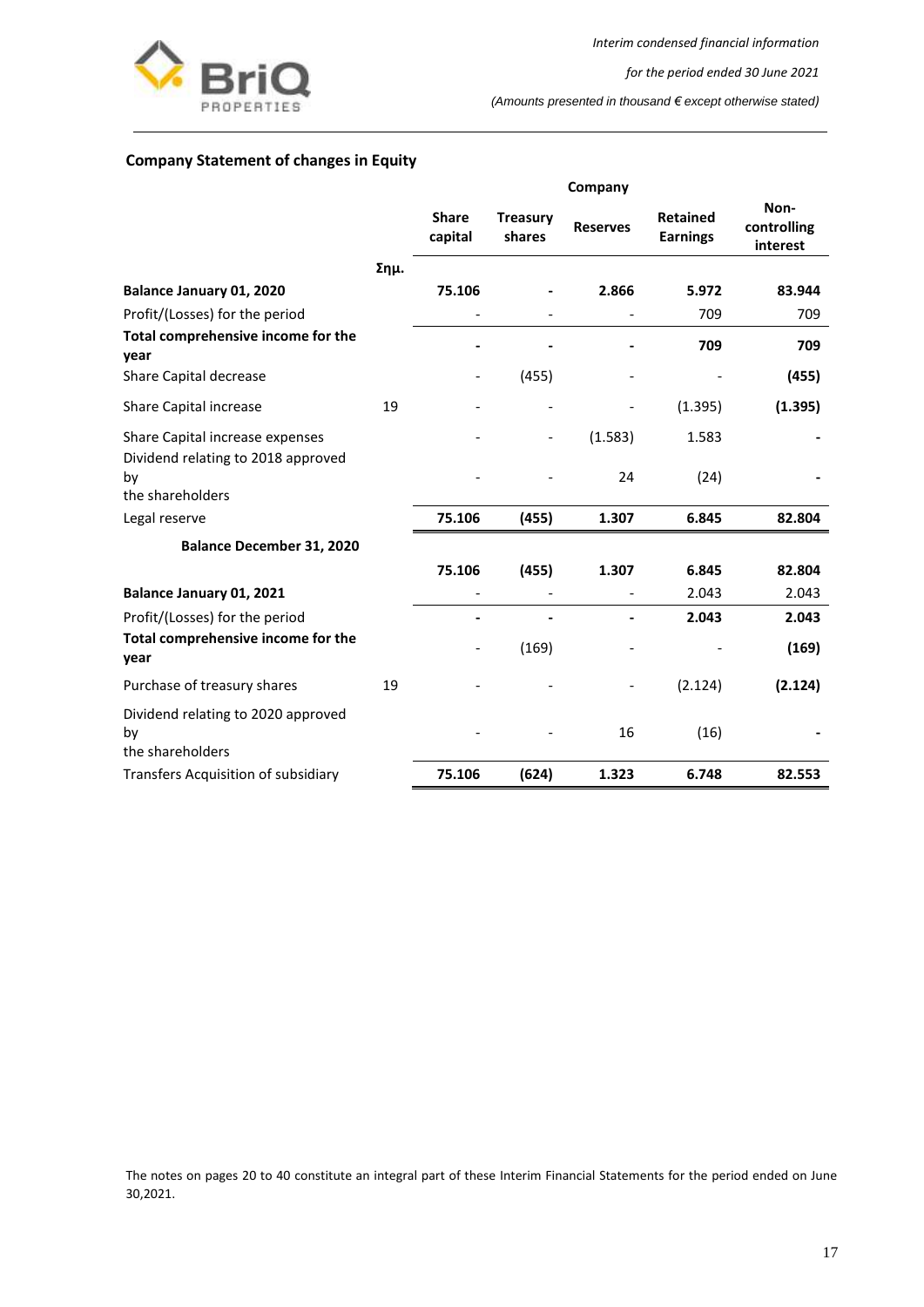## Company Statement of changes in Equity

| | Σημ. | Share capital | Treasury shares | Reserves | Retained Earnings | Non-controlling interest |
|---|---|---|---|---|---|---|
| | | Company | | | | |
| **Balance January 01, 2020** | | **75.106** | **-** | **2.866** | **5.972** | **83.944** |
| Profit/(Losses) for the period | | - | - | - | 709 | 709 |
| **Total comprehensive income for the year** | | **-** | **-** | **-** | **709** | **709** |
| Share Capital decrease | | - | (455) | - | - | **(455)** |
| Share Capital increase | 19 | - | - | - | (1.395) | **(1.395)** |
| Share Capital increase expenses | | - | - | (1.583) | 1.583 | **-** |
| Dividend relating to 2018 approved by the shareholders | | - | - | 24 | (24) | **-** |
| Legal reserve | | **75.106** | **(455)** | **1.307** | **6.845** | **82.804** |
| **Balance December 31, 2020** | | | | | | |
| | | **75.106** | **(455)** | **1.307** | **6.845** | **82.804** |
| **Balance January 01, 2021** | | - | - | - | 2.043 | 2.043 |
| Profit/(Losses) for the period | | **-** | **-** | **-** | **2.043** | **2.043** |
| **Total comprehensive income for the year** | | - | (169) | - | - | **(169)** |
| Purchase of treasury shares | 19 | - | - | - | (2.124) | **(2.124)** |
| Dividend relating to 2020 approved by the shareholders | | - | - | 16 | (16) | **-** |
| Transfers Acquisition of subsidiary | | **75.106** | **(624)** | **1.323** | **6.748** | **82.553** |

The notes on pages 20 to 40 constitute an integral part of these Interim Financial Statements for the period ended on June 30,2021.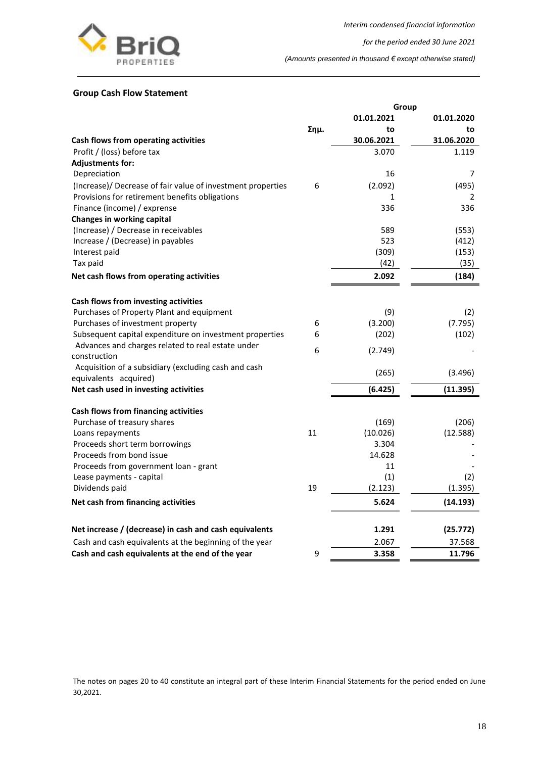## Group Cash Flow Statement

| | | Group | |
|---|---|---|---|
| | | 01.01.2021 | 01.01.2020 |
| | Σημ. | to | to |
| **Cash flows from operating activities** | | **30.06.2021** | **31.06.2020** |
| Profit / (loss) before tax | | 3.070 | 1.119 |
| **Adjustments for:** | | | |
| Depreciation | | 16 | 7 |
| (Increase)/ Decrease of fair value of investment properties | 6 | (2.092) | (495) |
| Provisions for retirement benefits obligations | | 1 | 2 |
| Finance (income) / exprense | | 336 | 336 |
| **Changes in working capital** | | | |
| (Increase) / Decrease in receivables | | 589 | (553) |
| Increase / (Decrease) in payables | | 523 | (412) |
| Interest paid | | (309) | (153) |
| Tax paid | | (42) | (35) |
| **Net cash flows from operating activities** | | **2.092** | **(184)** |
| | | | |
| **Cash flows from investing activities** | | | |
| Purchases of Property Plant and equipment | | (9) | (2) |
| Purchases of investment property | 6 | (3.200) | (7.795) |
| Subsequent capital expenditure on investment properties | 6 | (202) | (102) |
| Advances and charges related to real estate under construction | 6 | (2.749) | - |
| Acquisition of a subsidiary (excluding cash and cash equivalents acquired) | | (265) | (3.496) |
| **Net cash used in investing activities** | | **(6.425)** | **(11.395)** |
| | | | |
| **Cash flows from financing activities** | | | |
| Purchase of treasury shares | | (169) | (206) |
| Loans repayments | 11 | (10.026) | (12.588) |
| Proceeds short term borrowings | | 3.304 | - |
| Proceeds from bond issue | | 14.628 | - |
| Proceeds from government loan - grant | | 11 | - |
| Lease payments - capital | | (1) | (2) |
| Dividends paid | 19 | (2.123) | (1.395) |
| **Net cash from financing activities** | | **5.624** | **(14.193)** |
| | | | |
| **Net increase / (decrease) in cash and cash equivalents** | | **1.291** | **(25.772)** |
| Cash and cash equivalents at the beginning of the year | | 2.067 | 37.568 |
| **Cash and cash equivalents at the end of the year** | 9 | **3.358** | **11.796** |

The notes on pages 20 to 40 constitute an integral part of these Interim Financial Statements for the period ended on June 30,2021.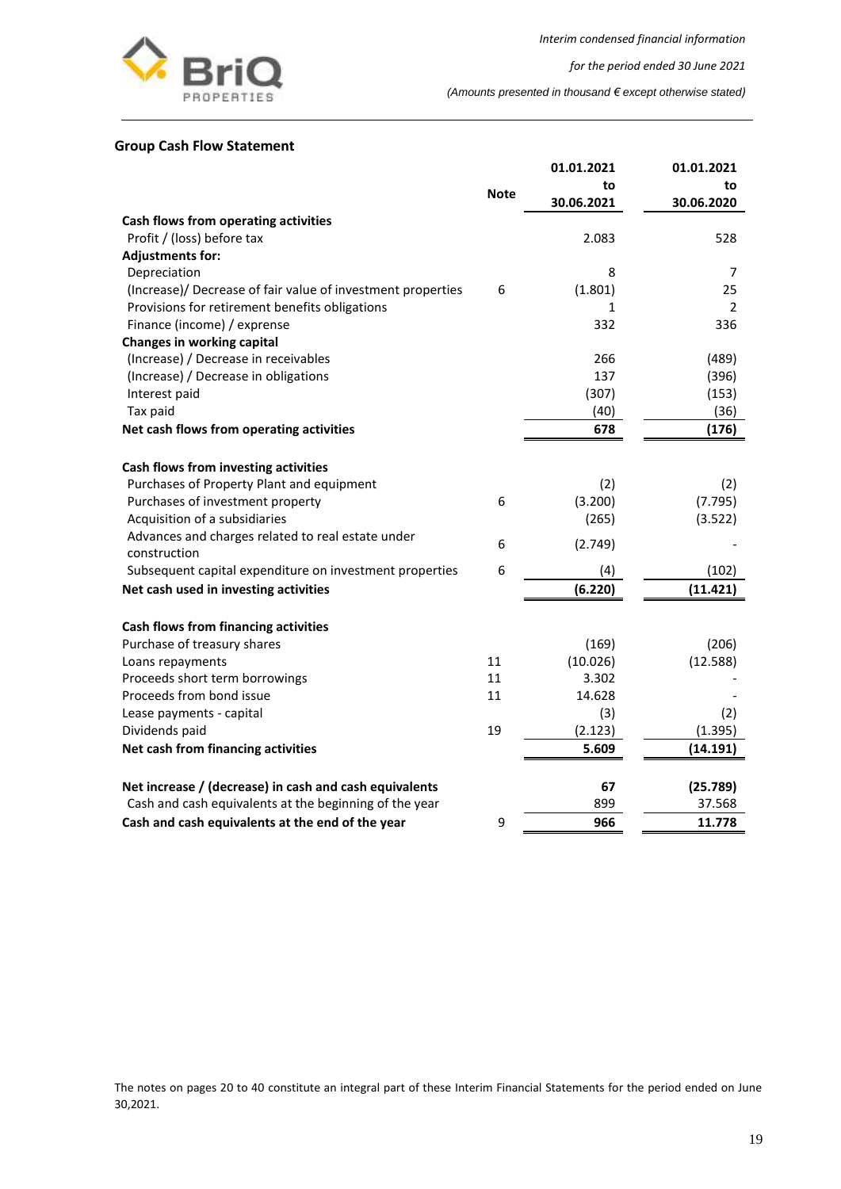## Group Cash Flow Statement

| | Note | 01.01.2021 to 30.06.2021 | 01.01.2021 to 30.06.2020 |
|---|---|---|---|
| **Cash flows from operating activities** | | | |
| Profit / (loss) before tax | | 2.083 | 528 |
| **Adjustments for:** | | | |
| Depreciation | | 8 | 7 |
| (Increase)/ Decrease of fair value of investment properties | 6 | (1.801) | 25 |
| Provisions for retirement benefits obligations | | 1 | 2 |
| Finance (income) / exprense | | 332 | 336 |
| **Changes in working capital** | | | |
| (Increase) / Decrease in receivables | | 266 | (489) |
| (Increase) / Decrease in obligations | | 137 | (396) |
| Interest paid | | (307) | (153) |
| Tax paid | | (40) | (36) |
| **Net cash flows from operating activities** | | **678** | **(176)** |
| | | | |
| **Cash flows from investing activities** | | | |
| Purchases of Property Plant and equipment | | (2) | (2) |
| Purchases of investment property | 6 | (3.200) | (7.795) |
| Acquisition of a subsidiaries | | (265) | (3.522) |
| Advances and charges related to real estate under construction | 6 | (2.749) | - |
| Subsequent capital expenditure on investment properties | 6 | (4) | (102) |
| **Net cash used in investing activities** | | **(6.220)** | **(11.421)** |
| | | | |
| **Cash flows from financing activities** | | | |
| Purchase of treasury shares | | (169) | (206) |
| Loans repayments | 11 | (10.026) | (12.588) |
| Proceeds short term borrowings | 11 | 3.302 | - |
| Proceeds from bond issue | 11 | 14.628 | - |
| Lease payments - capital | | (3) | (2) |
| Dividends paid | 19 | (2.123) | (1.395) |
| **Net cash from financing activities** | | **5.609** | **(14.191)** |
| | | | |
| **Net increase / (decrease) in cash and cash equivalents** | | **67** | **(25.789)** |
| Cash and cash equivalents at the beginning of the year | | 899 | 37.568 |
| **Cash and cash equivalents at the end of the year** | 9 | **966** | **11.778** |

The notes on pages 20 to 40 constitute an integral part of these Interim Financial Statements for the period ended on June 30,2021.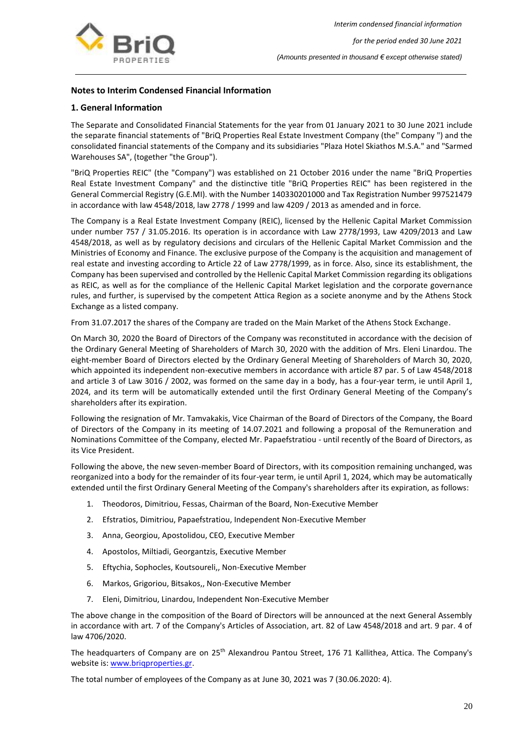## Notes to Interim Condensed Financial Information

### 1. General Information

The Separate and Consolidated Financial Statements for the year from 01 January 2021 to 30 June 2021 include the separate financial statements of "BriQ Properties Real Estate Investment Company (the" Company ") and the consolidated financial statements of the Company and its subsidiaries "Plaza Hotel Skiathos M.S.A." and "Sarmed Warehouses SA", (together "the Group").

"BriQ Properties REIC" (the "Company") was established on 21 October 2016 under the name "BriQ Properties Real Estate Investment Company" and the distinctive title "BriQ Properties REIC" has been registered in the General Commercial Registry (G.E.MI). with the Number 140330201000 and Tax Registration Number 997521479 in accordance with law 4548/2018, law 2778 / 1999 and law 4209 / 2013 as amended and in force.

The Company is a Real Estate Investment Company (REIC), licensed by the Hellenic Capital Market Commission under number 757 / 31.05.2016. Its operation is in accordance with Law 2778/1993, Law 4209/2013 and Law 4548/2018, as well as by regulatory decisions and circulars of the Hellenic Capital Market Commission and the Ministries of Economy and Finance. The exclusive purpose of the Company is the acquisition and management of real estate and investing according to Article 22 of Law 2778/1999, as in force. Also, since its establishment, the Company has been supervised and controlled by the Hellenic Capital Market Commission regarding its obligations as REIC, as well as for the compliance of the Hellenic Capital Market legislation and the corporate governance rules, and further, is supervised by the competent Attica Region as a societe anonyme and by the Athens Stock Exchange as a listed company.

From 31.07.2017 the shares of the Company are traded on the Main Market of the Athens Stock Exchange.

On March 30, 2020 the Board of Directors of the Company was reconstituted in accordance with the decision of the Ordinary General Meeting of Shareholders of March 30, 2020 with the addition of Mrs. Eleni Linardou. The eight-member Board of Directors elected by the Ordinary General Meeting of Shareholders of March 30, 2020, which appointed its independent non-executive members in accordance with article 87 par. 5 of Law 4548/2018 and article 3 of Law 3016 / 2002, was formed on the same day in a body, has a four-year term, ie until April 1, 2024, and its term will be automatically extended until the first Ordinary General Meeting of the Company's shareholders after its expiration.

Following the resignation of Mr. Tamvakakis, Vice Chairman of the Board of Directors of the Company, the Board of Directors of the Company in its meeting of 14.07.2021 and following a proposal of the Remuneration and Nominations Committee of the Company, elected Mr. Papaefstratiou - until recently of the Board of Directors, as its Vice President.

Following the above, the new seven-member Board of Directors, with its composition remaining unchanged, was reorganized into a body for the remainder of its four-year term, ie until April 1, 2024, which may be automatically extended until the first Ordinary General Meeting of the Company's shareholders after its expiration, as follows:

1. Theodoros, Dimitriou, Fessas, Chairman of the Board, Non-Executive Member
2. Efstratios, Dimitriou, Papaefstratiou, Independent Non-Executive Member
3. Anna, Georgiou, Apostolidou, CEO, Executive Member
4. Apostolos, Miltiadi, Georgantzis, Executive Member
5. Eftychia, Sophocles, Koutsoureli,, Non-Executive Member
6. Markos, Grigoriou, Bitsakos,, Non-Executive Member
7. Eleni, Dimitriou, Linardou, Independent Non-Executive Member

The above change in the composition of the Board of Directors will be announced at the next General Assembly in accordance with art. 7 of the Company's Articles of Association, art. 82 of Law 4548/2018 and art. 9 par. 4 of law 4706/2020.

The headquarters of Company are on 25th Alexandrou Pantou Street, 176 71 Kallithea, Attica. The Company's website is: www.briqproperties.gr.

The total number of employees of the Company as at June 30, 2021 was 7 (30.06.2020: 4).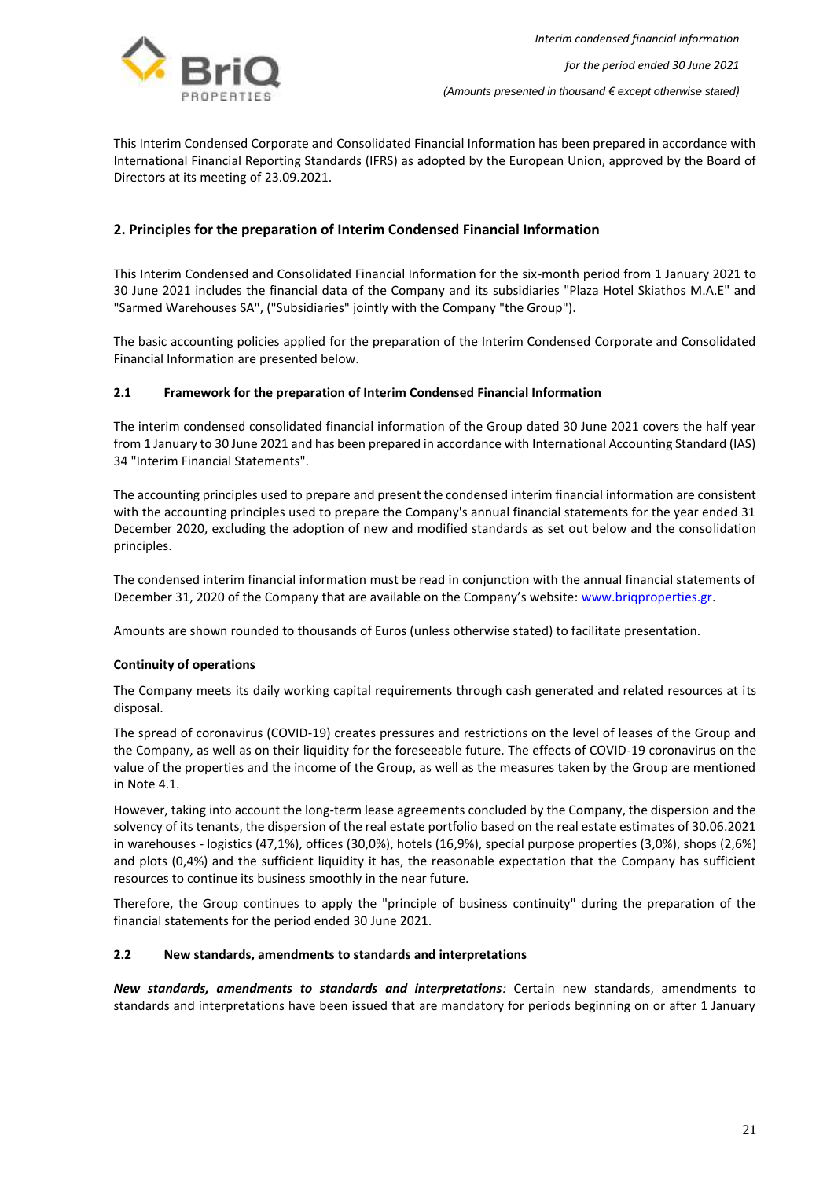This Interim Condensed Corporate and Consolidated Financial Information has been prepared in accordance with International Financial Reporting Standards (IFRS) as adopted by the European Union, approved by the Board of Directors at its meeting of 23.09.2021.

## 2. Principles for the preparation of Interim Condensed Financial Information

This Interim Condensed and Consolidated Financial Information for the six-month period from 1 January 2021 to 30 June 2021 includes the financial data of the Company and its subsidiaries "Plaza Hotel Skiathos M.A.E" and "Sarmed Warehouses SA", ("Subsidiaries" jointly with the Company "the Group").

The basic accounting policies applied for the preparation of the Interim Condensed Corporate and Consolidated Financial Information are presented below.

### 2.1 Framework for the preparation of Interim Condensed Financial Information

The interim condensed consolidated financial information of the Group dated 30 June 2021 covers the half year from 1 January to 30 June 2021 and has been prepared in accordance with International Accounting Standard (IAS) 34 "Interim Financial Statements".

The accounting principles used to prepare and present the condensed interim financial information are consistent with the accounting principles used to prepare the Company's annual financial statements for the year ended 31 December 2020, excluding the adoption of new and modified standards as set out below and the consolidation principles.

The condensed interim financial information must be read in conjunction with the annual financial statements of December 31, 2020 of the Company that are available on the Company's website: [www.briqproperties.gr](www.briqproperties.gr).

Amounts are shown rounded to thousands of Euros (unless otherwise stated) to facilitate presentation.

**Continuity of operations**

The Company meets its daily working capital requirements through cash generated and related resources at its disposal.

The spread of coronavirus (COVID-19) creates pressures and restrictions on the level of leases of the Group and the Company, as well as on their liquidity for the foreseeable future. The effects of COVID-19 coronavirus on the value of the properties and the income of the Group, as well as the measures taken by the Group are mentioned in Note 4.1.

However, taking into account the long-term lease agreements concluded by the Company, the dispersion and the solvency of its tenants, the dispersion of the real estate portfolio based on the real estate estimates of 30.06.2021 in warehouses - logistics (47,1%), offices (30,0%), hotels (16,9%), special purpose properties (3,0%), shops (2,6%) and plots (0,4%) and the sufficient liquidity it has, the reasonable expectation that the Company has sufficient resources to continue its business smoothly in the near future.

Therefore, the Group continues to apply the "principle of business continuity" during the preparation of the financial statements for the period ended 30 June 2021.

### 2.2 New standards, amendments to standards and interpretations

***New standards, amendments to standards and interpretations****:* Certain new standards, amendments to standards and interpretations have been issued that are mandatory for periods beginning on or after 1 January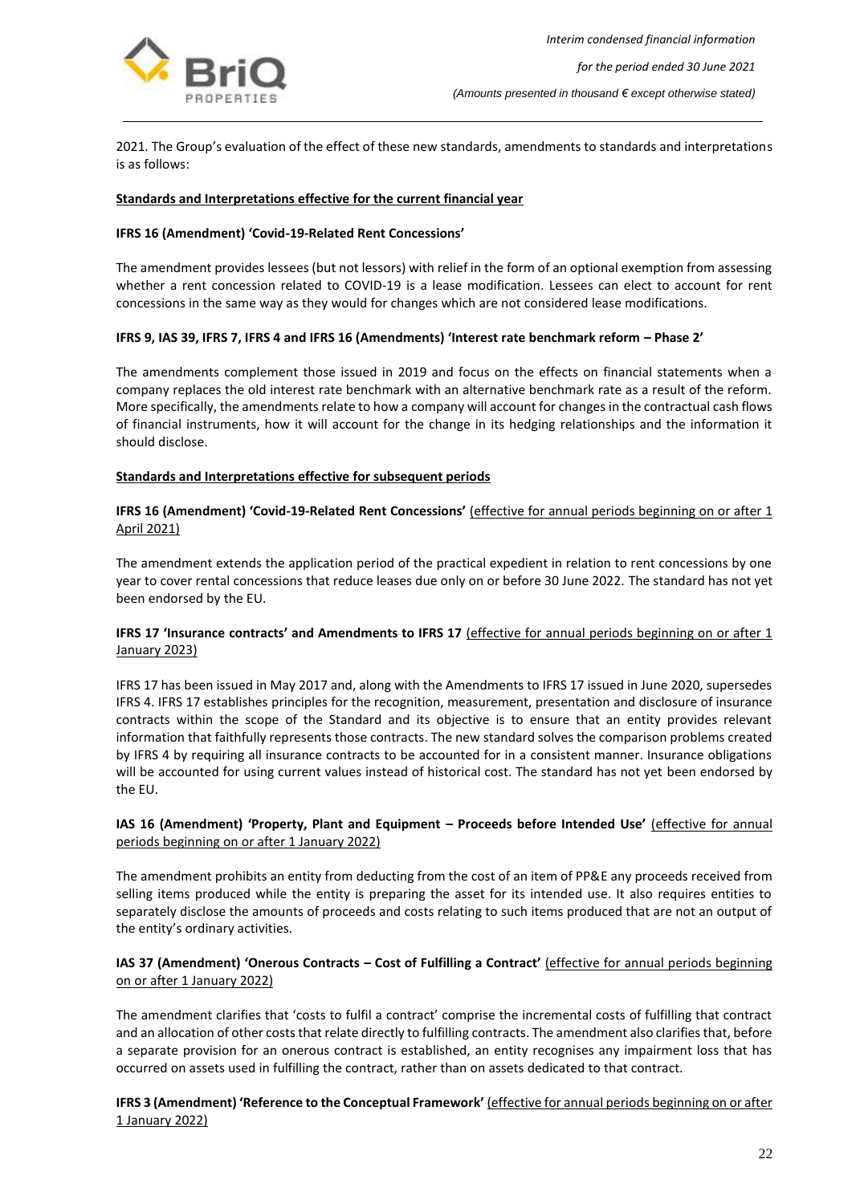2021. The Group's evaluation of the effect of these new standards, amendments to standards and interpretations is as follows:

**Standards and Interpretations effective for the current financial year**

**IFRS 16 (Amendment) 'Covid-19-Related Rent Concessions'**

The amendment provides lessees (but not lessors) with relief in the form of an optional exemption from assessing whether a rent concession related to COVID-19 is a lease modification. Lessees can elect to account for rent concessions in the same way as they would for changes which are not considered lease modifications.

**IFRS 9, IAS 39, IFRS 7, IFRS 4 and IFRS 16 (Amendments) 'Interest rate benchmark reform – Phase 2'**

The amendments complement those issued in 2019 and focus on the effects on financial statements when a company replaces the old interest rate benchmark with an alternative benchmark rate as a result of the reform. More specifically, the amendments relate to how a company will account for changes in the contractual cash flows of financial instruments, how it will account for the change in its hedging relationships and the information it should disclose.

**Standards and Interpretations effective for subsequent periods**

**IFRS 16 (Amendment) 'Covid-19-Related Rent Concessions'** (effective for annual periods beginning on or after 1 April 2021)

The amendment extends the application period of the practical expedient in relation to rent concessions by one year to cover rental concessions that reduce leases due only on or before 30 June 2022. The standard has not yet been endorsed by the EU.

**IFRS 17 'Insurance contracts' and Amendments to IFRS 17** (effective for annual periods beginning on or after 1 January 2023)

IFRS 17 has been issued in May 2017 and, along with the Amendments to IFRS 17 issued in June 2020, supersedes IFRS 4. IFRS 17 establishes principles for the recognition, measurement, presentation and disclosure of insurance contracts within the scope of the Standard and its objective is to ensure that an entity provides relevant information that faithfully represents those contracts. The new standard solves the comparison problems created by IFRS 4 by requiring all insurance contracts to be accounted for in a consistent manner. Insurance obligations will be accounted for using current values instead of historical cost. The standard has not yet been endorsed by the EU.

**IAS 16 (Amendment) 'Property, Plant and Equipment – Proceeds before Intended Use'** (effective for annual periods beginning on or after 1 January 2022)

The amendment prohibits an entity from deducting from the cost of an item of PP&E any proceeds received from selling items produced while the entity is preparing the asset for its intended use. It also requires entities to separately disclose the amounts of proceeds and costs relating to such items produced that are not an output of the entity's ordinary activities.

**IAS 37 (Amendment) 'Onerous Contracts – Cost of Fulfilling a Contract'** (effective for annual periods beginning on or after 1 January 2022)

The amendment clarifies that 'costs to fulfil a contract' comprise the incremental costs of fulfilling that contract and an allocation of other costs that relate directly to fulfilling contracts. The amendment also clarifies that, before a separate provision for an onerous contract is established, an entity recognises any impairment loss that has occurred on assets used in fulfilling the contract, rather than on assets dedicated to that contract.

**IFRS 3 (Amendment) 'Reference to the Conceptual Framework'** (effective for annual periods beginning on or after 1 January 2022)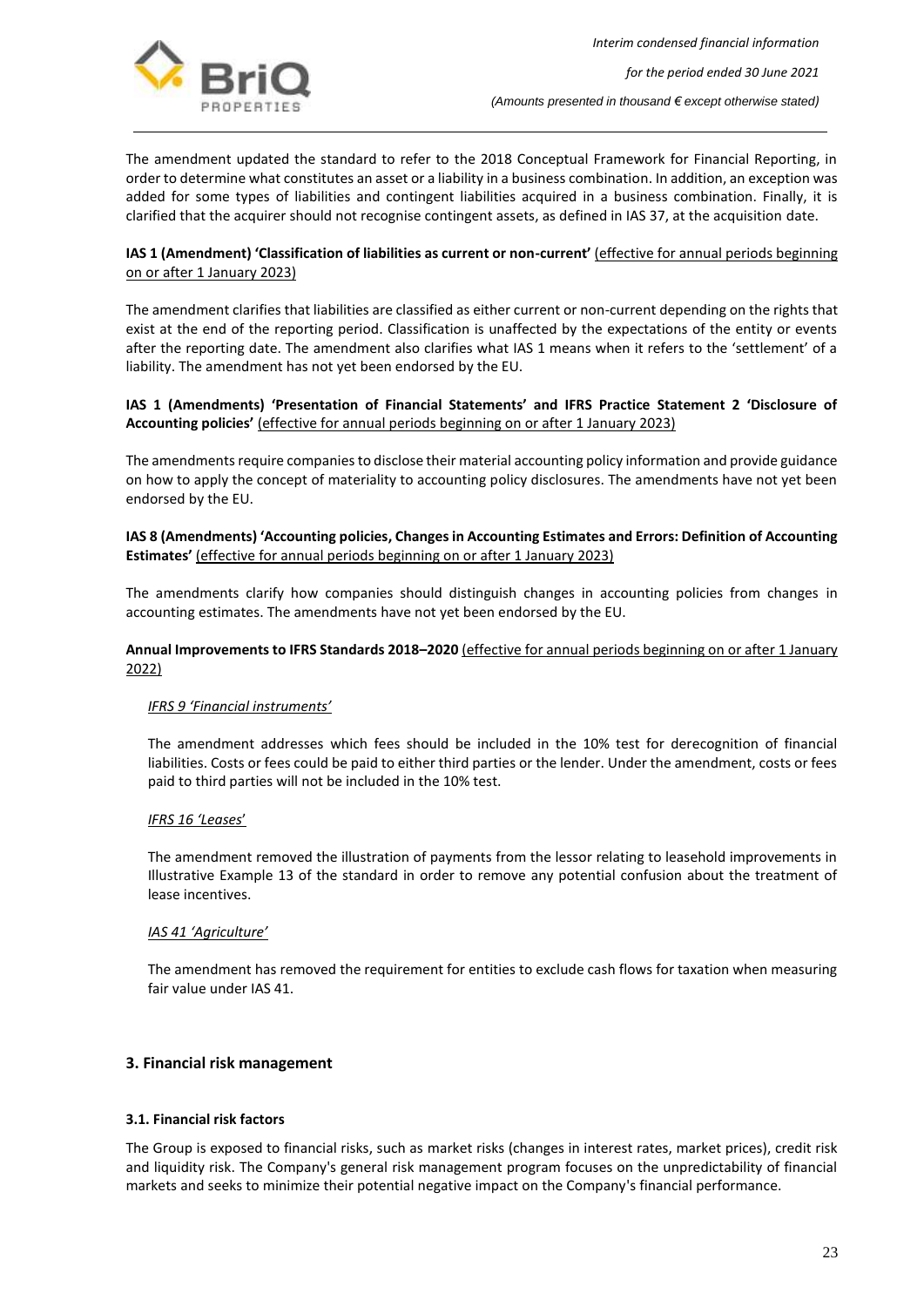The amendment updated the standard to refer to the 2018 Conceptual Framework for Financial Reporting, in order to determine what constitutes an asset or a liability in a business combination. In addition, an exception was added for some types of liabilities and contingent liabilities acquired in a business combination. Finally, it is clarified that the acquirer should not recognise contingent assets, as defined in IAS 37, at the acquisition date.

**IAS 1 (Amendment) 'Classification of liabilities as current or non-current'** (effective for annual periods beginning on or after 1 January 2023)

The amendment clarifies that liabilities are classified as either current or non-current depending on the rights that exist at the end of the reporting period. Classification is unaffected by the expectations of the entity or events after the reporting date. The amendment also clarifies what IAS 1 means when it refers to the 'settlement' of a liability. The amendment has not yet been endorsed by the EU.

**IAS 1 (Amendments) 'Presentation of Financial Statements' and IFRS Practice Statement 2 'Disclosure of Accounting policies'** (effective for annual periods beginning on or after 1 January 2023)

The amendments require companies to disclose their material accounting policy information and provide guidance on how to apply the concept of materiality to accounting policy disclosures. The amendments have not yet been endorsed by the EU.

**IAS 8 (Amendments) 'Accounting policies, Changes in Accounting Estimates and Errors: Definition of Accounting Estimates'** (effective for annual periods beginning on or after 1 January 2023)

The amendments clarify how companies should distinguish changes in accounting policies from changes in accounting estimates. The amendments have not yet been endorsed by the EU.

**Annual Improvements to IFRS Standards 2018–2020** (effective for annual periods beginning on or after 1 January 2022)

*IFRS 9 'Financial instruments'*

The amendment addresses which fees should be included in the 10% test for derecognition of financial liabilities. Costs or fees could be paid to either third parties or the lender. Under the amendment, costs or fees paid to third parties will not be included in the 10% test.

*IFRS 16 'Leases'*

The amendment removed the illustration of payments from the lessor relating to leasehold improvements in Illustrative Example 13 of the standard in order to remove any potential confusion about the treatment of lease incentives.

*IAS 41 'Agriculture'*

The amendment has removed the requirement for entities to exclude cash flows for taxation when measuring fair value under IAS 41.

## 3. Financial risk management

### 3.1. Financial risk factors

The Group is exposed to financial risks, such as market risks (changes in interest rates, market prices), credit risk and liquidity risk. The Company's general risk management program focuses on the unpredictability of financial markets and seeks to minimize their potential negative impact on the Company's financial performance.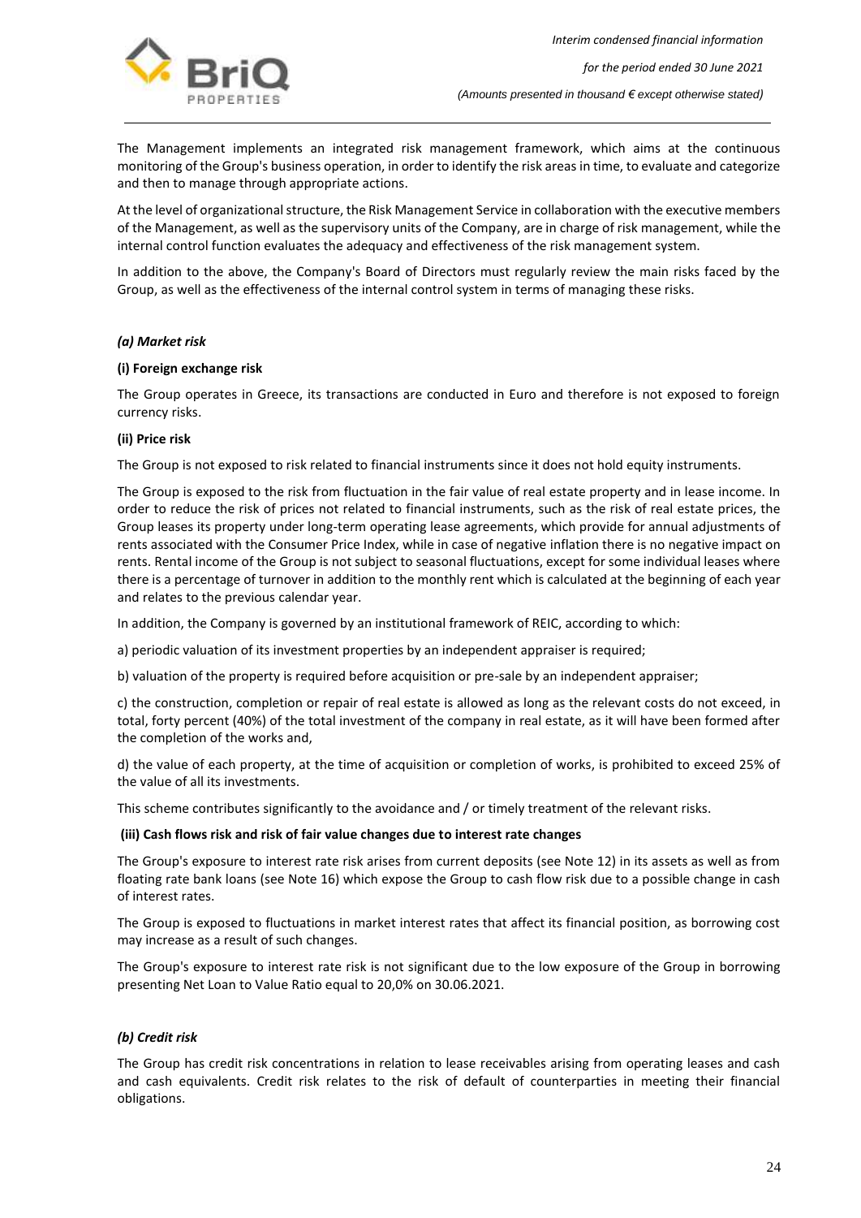The Management implements an integrated risk management framework, which aims at the continuous monitoring of the Group's business operation, in order to identify the risk areas in time, to evaluate and categorize and then to manage through appropriate actions.

At the level of organizational structure, the Risk Management Service in collaboration with the executive members of the Management, as well as the supervisory units of the Company, are in charge of risk management, while the internal control function evaluates the adequacy and effectiveness of the risk management system.

In addition to the above, the Company's Board of Directors must regularly review the main risks faced by the Group, as well as the effectiveness of the internal control system in terms of managing these risks.

### *(a) Market risk*

#### (i) Foreign exchange risk

The Group operates in Greece, its transactions are conducted in Euro and therefore is not exposed to foreign currency risks.

#### (ii) Price risk

The Group is not exposed to risk related to financial instruments since it does not hold equity instruments.

The Group is exposed to the risk from fluctuation in the fair value of real estate property and in lease income. In order to reduce the risk of prices not related to financial instruments, such as the risk of real estate prices, the Group leases its property under long-term operating lease agreements, which provide for annual adjustments of rents associated with the Consumer Price Index, while in case of negative inflation there is no negative impact on rents. Rental income of the Group is not subject to seasonal fluctuations, except for some individual leases where there is a percentage of turnover in addition to the monthly rent which is calculated at the beginning of each year and relates to the previous calendar year.

In addition, the Company is governed by an institutional framework of REIC, according to which:

a) periodic valuation of its investment properties by an independent appraiser is required;

b) valuation of the property is required before acquisition or pre-sale by an independent appraiser;

c) the construction, completion or repair of real estate is allowed as long as the relevant costs do not exceed, in total, forty percent (40%) of the total investment of the company in real estate, as it will have been formed after the completion of the works and,

d) the value of each property, at the time of acquisition or completion of works, is prohibited to exceed 25% of the value of all its investments.

This scheme contributes significantly to the avoidance and / or timely treatment of the relevant risks.

#### (iii) Cash flows risk and risk of fair value changes due to interest rate changes

The Group's exposure to interest rate risk arises from current deposits (see Note 12) in its assets as well as from floating rate bank loans (see Note 16) which expose the Group to cash flow risk due to a possible change in cash of interest rates.

The Group is exposed to fluctuations in market interest rates that affect its financial position, as borrowing cost may increase as a result of such changes.

The Group's exposure to interest rate risk is not significant due to the low exposure of the Group in borrowing presenting Net Loan to Value Ratio equal to 20,0% on 30.06.2021.

### *(b) Credit risk*

The Group has credit risk concentrations in relation to lease receivables arising from operating leases and cash and cash equivalents. Credit risk relates to the risk of default of counterparties in meeting their financial obligations.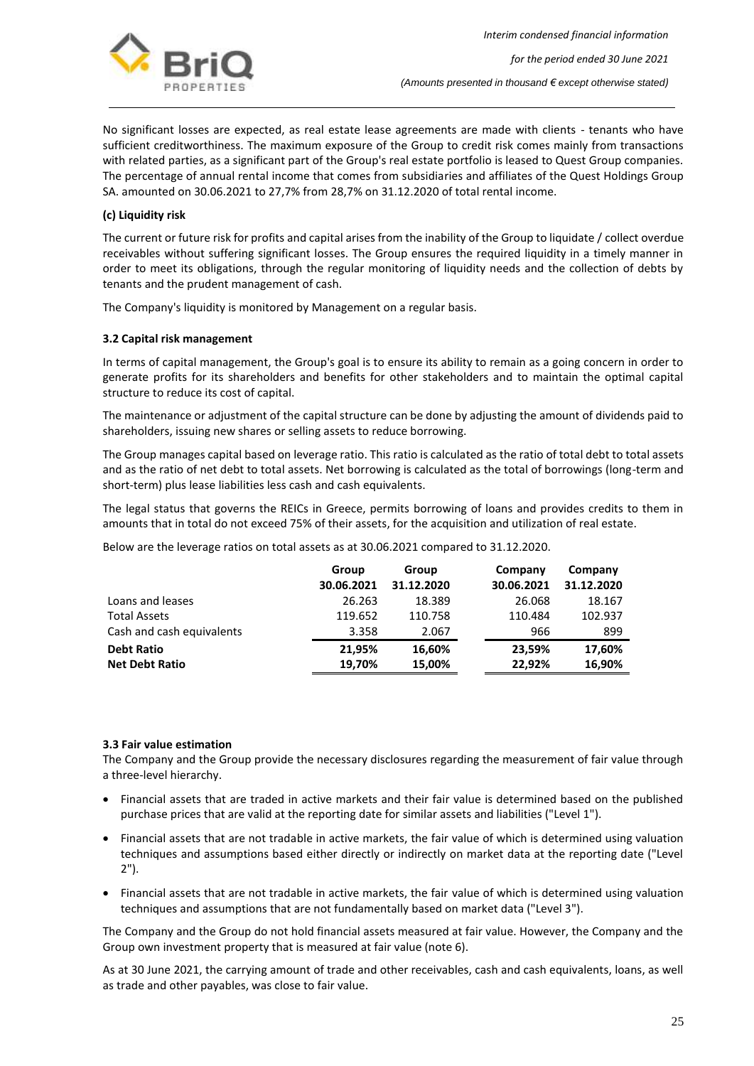No significant losses are expected, as real estate lease agreements are made with clients - tenants who have sufficient creditworthiness. The maximum exposure of the Group to credit risk comes mainly from transactions with related parties, as a significant part of the Group's real estate portfolio is leased to Quest Group companies. The percentage of annual rental income that comes from subsidiaries and affiliates of the Quest Holdings Group SA. amounted on 30.06.2021 to 27,7% from 28,7% on 31.12.2020 of total rental income.

**(c) Liquidity risk**

The current or future risk for profits and capital arises from the inability of the Group to liquidate / collect overdue receivables without suffering significant losses. The Group ensures the required liquidity in a timely manner in order to meet its obligations, through the regular monitoring of liquidity needs and the collection of debts by tenants and the prudent management of cash.

The Company's liquidity is monitored by Management on a regular basis.

### 3.2 Capital risk management

In terms of capital management, the Group's goal is to ensure its ability to remain as a going concern in order to generate profits for its shareholders and benefits for other stakeholders and to maintain the optimal capital structure to reduce its cost of capital.

The maintenance or adjustment of the capital structure can be done by adjusting the amount of dividends paid to shareholders, issuing new shares or selling assets to reduce borrowing.

The Group manages capital based on leverage ratio. This ratio is calculated as the ratio of total debt to total assets and as the ratio of net debt to total assets. Net borrowing is calculated as the total of borrowings (long-term and short-term) plus lease liabilities less cash and cash equivalents.

The legal status that governs the REICs in Greece, permits borrowing of loans and provides credits to them in amounts that in total do not exceed 75% of their assets, for the acquisition and utilization of real estate.

Below are the leverage ratios on total assets as at 30.06.2021 compared to 31.12.2020.

| | Group 30.06.2021 | Group 31.12.2020 | Company 30.06.2021 | Company 31.12.2020 |
|---|---|---|---|---|
| Loans and leases | 26.263 | 18.389 | 26.068 | 18.167 |
| Total Assets | 119.652 | 110.758 | 110.484 | 102.937 |
| Cash and cash equivalents | 3.358 | 2.067 | 966 | 899 |
| **Debt Ratio** | **21,95%** | **16,60%** | **23,59%** | **17,60%** |
| **Net Debt Ratio** | **19,70%** | **15,00%** | **22,92%** | **16,90%** |

### 3.3 Fair value estimation

The Company and the Group provide the necessary disclosures regarding the measurement of fair value through a three-level hierarchy.

- Financial assets that are traded in active markets and their fair value is determined based on the published purchase prices that are valid at the reporting date for similar assets and liabilities ("Level 1").
- Financial assets that are not tradable in active markets, the fair value of which is determined using valuation techniques and assumptions based either directly or indirectly on market data at the reporting date ("Level 2").
- Financial assets that are not tradable in active markets, the fair value of which is determined using valuation techniques and assumptions that are not fundamentally based on market data ("Level 3").

The Company and the Group do not hold financial assets measured at fair value. However, the Company and the Group own investment property that is measured at fair value (note 6).

As at 30 June 2021, the carrying amount of trade and other receivables, cash and cash equivalents, loans, as well as trade and other payables, was close to fair value.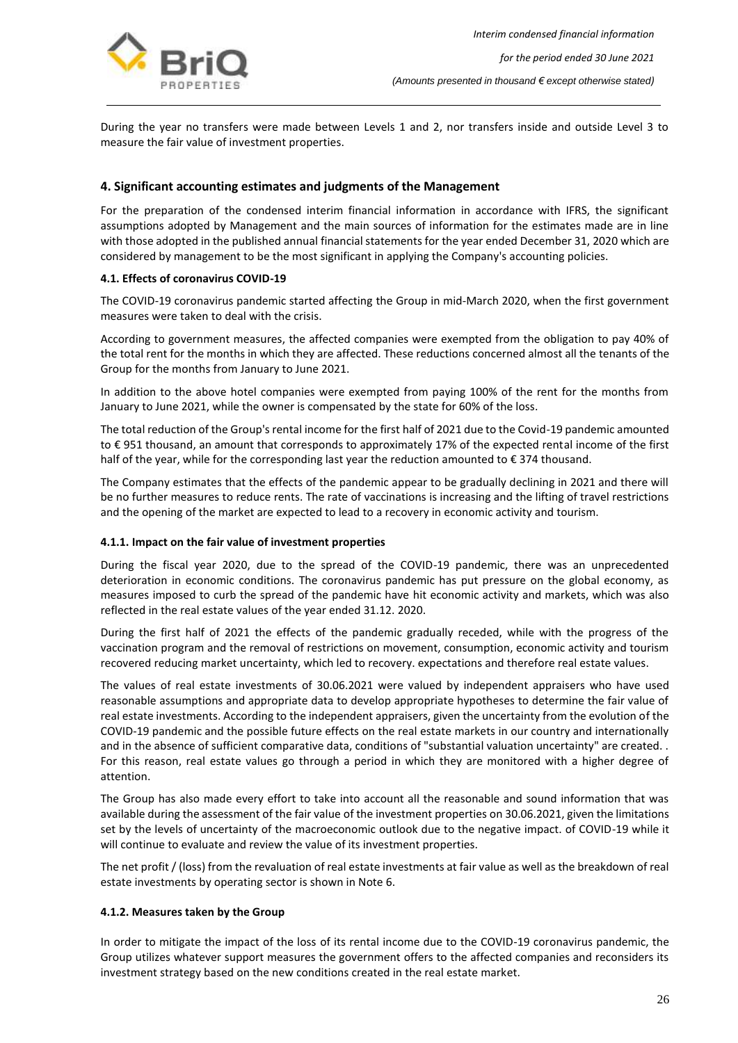During the year no transfers were made between Levels 1 and 2, nor transfers inside and outside Level 3 to measure the fair value of investment properties.

## 4. Significant accounting estimates and judgments of the Management

For the preparation of the condensed interim financial information in accordance with IFRS, the significant assumptions adopted by Management and the main sources of information for the estimates made are in line with those adopted in the published annual financial statements for the year ended December 31, 2020 which are considered by management to be the most significant in applying the Company's accounting policies.

### 4.1. Effects of coronavirus COVID-19

The COVID-19 coronavirus pandemic started affecting the Group in mid-March 2020, when the first government measures were taken to deal with the crisis.

According to government measures, the affected companies were exempted from the obligation to pay 40% of the total rent for the months in which they are affected. These reductions concerned almost all the tenants of the Group for the months from January to June 2021.

In addition to the above hotel companies were exempted from paying 100% of the rent for the months from January to June 2021, while the owner is compensated by the state for 60% of the loss.

The total reduction of the Group's rental income for the first half of 2021 due to the Covid-19 pandemic amounted to € 951 thousand, an amount that corresponds to approximately 17% of the expected rental income of the first half of the year, while for the corresponding last year the reduction amounted to € 374 thousand.

The Company estimates that the effects of the pandemic appear to be gradually declining in 2021 and there will be no further measures to reduce rents. The rate of vaccinations is increasing and the lifting of travel restrictions and the opening of the market are expected to lead to a recovery in economic activity and tourism.

#### 4.1.1. Impact on the fair value of investment properties

During the fiscal year 2020, due to the spread of the COVID-19 pandemic, there was an unprecedented deterioration in economic conditions. The coronavirus pandemic has put pressure on the global economy, as measures imposed to curb the spread of the pandemic have hit economic activity and markets, which was also reflected in the real estate values of the year ended 31.12. 2020.

During the first half of 2021 the effects of the pandemic gradually receded, while with the progress of the vaccination program and the removal of restrictions on movement, consumption, economic activity and tourism recovered reducing market uncertainty, which led to recovery. expectations and therefore real estate values.

The values of real estate investments of 30.06.2021 were valued by independent appraisers who have used reasonable assumptions and appropriate data to develop appropriate hypotheses to determine the fair value of real estate investments. According to the independent appraisers, given the uncertainty from the evolution of the COVID-19 pandemic and the possible future effects on the real estate markets in our country and internationally and in the absence of sufficient comparative data, conditions of "substantial valuation uncertainty" are created. . For this reason, real estate values go through a period in which they are monitored with a higher degree of attention.

The Group has also made every effort to take into account all the reasonable and sound information that was available during the assessment of the fair value of the investment properties on 30.06.2021, given the limitations set by the levels of uncertainty of the macroeconomic outlook due to the negative impact. of COVID-19 while it will continue to evaluate and review the value of its investment properties.

The net profit / (loss) from the revaluation of real estate investments at fair value as well as the breakdown of real estate investments by operating sector is shown in Note 6.

#### 4.1.2. Measures taken by the Group

In order to mitigate the impact of the loss of its rental income due to the COVID-19 coronavirus pandemic, the Group utilizes whatever support measures the government offers to the affected companies and reconsiders its investment strategy based on the new conditions created in the real estate market.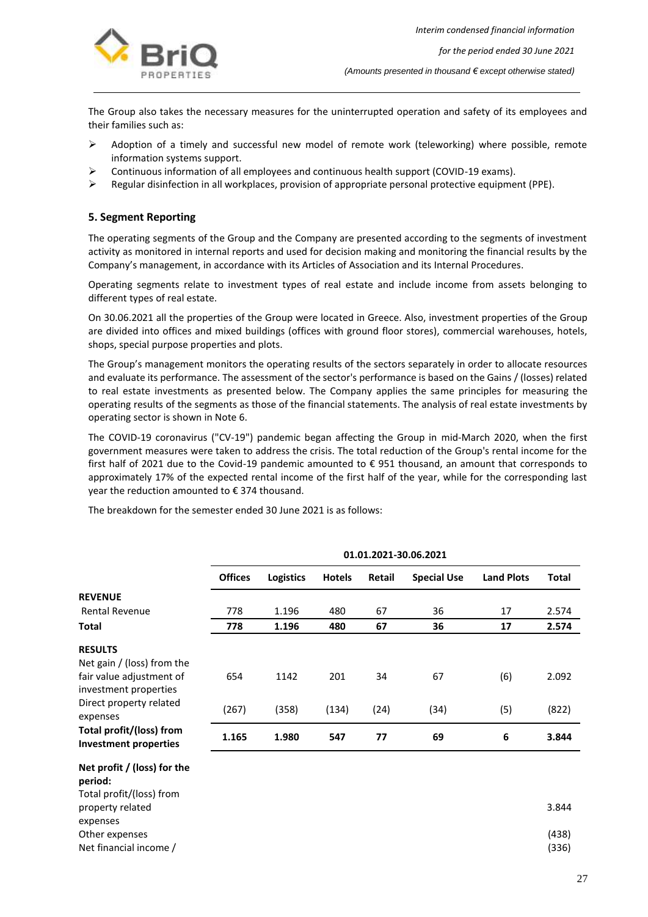The Group also takes the necessary measures for the uninterrupted operation and safety of its employees and their families such as:

- Adoption of a timely and successful new model of remote work (teleworking) where possible, remote information systems support.
- Continuous information of all employees and continuous health support (COVID-19 exams).
- Regular disinfection in all workplaces, provision of appropriate personal protective equipment (PPE).

### 5. Segment Reporting

The operating segments of the Group and the Company are presented according to the segments of investment activity as monitored in internal reports and used for decision making and monitoring the financial results by the Company's management, in accordance with its Articles of Association and its Internal Procedures.

Operating segments relate to investment types of real estate and include income from assets belonging to different types of real estate.

On 30.06.2021 all the properties of the Group were located in Greece. Also, investment properties of the Group are divided into offices and mixed buildings (offices with ground floor stores), commercial warehouses, hotels, shops, special purpose properties and plots.

The Group's management monitors the operating results of the sectors separately in order to allocate resources and evaluate its performance. The assessment of the sector's performance is based on the Gains / (losses) related to real estate investments as presented below. The Company applies the same principles for measuring the operating results of the segments as those of the financial statements. The analysis of real estate investments by operating sector is shown in Note 6.

The COVID-19 coronavirus ("CV-19") pandemic began affecting the Group in mid-March 2020, when the first government measures were taken to address the crisis. The total reduction of the Group's rental income for the first half of 2021 due to the Covid-19 pandemic amounted to € 951 thousand, an amount that corresponds to approximately 17% of the expected rental income of the first half of the year, while for the corresponding last year the reduction amounted to € 374 thousand.

The breakdown for the semester ended 30 June 2021 is as follows:

| | 01.01.2021-30.06.2021 | | | | | | |
|---|---|---|---|---|---|---|---|
| | **Offices** | **Logistics** | **Hotels** | **Retail** | **Special Use** | **Land Plots** | **Total** |
| **REVENUE** | | | | | | | |
| Rental Revenue | 778 | 1.196 | 480 | 67 | 36 | 17 | 2.574 |
| **Total** | **778** | **1.196** | **480** | **67** | **36** | **17** | **2.574** |
| **RESULTS** | | | | | | | |
| Net gain / (loss) from the fair value adjustment of investment properties | 654 | 1142 | 201 | 34 | 67 | (6) | 2.092 |
| Direct property related expenses | (267) | (358) | (134) | (24) | (34) | (5) | (822) |
| **Total profit/(loss) from Investment properties** | **1.165** | **1.980** | **547** | **77** | **69** | **6** | **3.844** |
| **Net profit / (loss) for the period:** | | | | | | | |
| Total profit/(loss) from property related expenses | | | | | | | 3.844 |
| Other expenses | | | | | | | (438) |
| Net financial income / | | | | | | | (336) |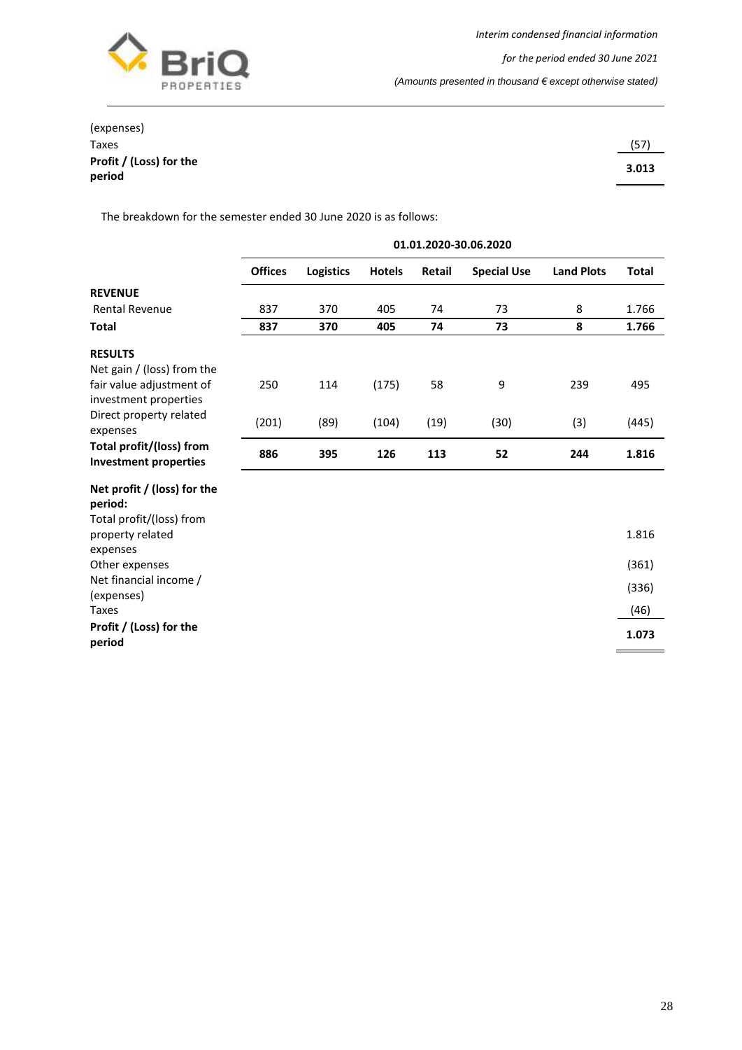| | |
|---|---|
| (expenses) | |
| Taxes | (57) |
| **Profit / (Loss) for the period** | **3.013** |

The breakdown for the semester ended 30 June 2020 is as follows:

| | 01.01.2020-30.06.2020 | | | | | | |
|---|---|---|---|---|---|---|---|
| | **Offices** | **Logistics** | **Hotels** | **Retail** | **Special Use** | **Land Plots** | **Total** |
| **REVENUE** | | | | | | | |
| Rental Revenue | 837 | 370 | 405 | 74 | 73 | 8 | 1.766 |
| **Total** | **837** | **370** | **405** | **74** | **73** | **8** | **1.766** |
| **RESULTS** | | | | | | | |
| Net gain / (loss) from the fair value adjustment of investment properties | 250 | 114 | (175) | 58 | 9 | 239 | 495 |
| Direct property related expenses | (201) | (89) | (104) | (19) | (30) | (3) | (445) |
| **Total profit/(loss) from Investment properties** | **886** | **395** | **126** | **113** | **52** | **244** | **1.816** |
| **Net profit / (loss) for the period:** | | | | | | | |
| Total profit/(loss) from property related expenses | | | | | | | 1.816 |
| Other expenses | | | | | | | (361) |
| Net financial income / (expenses) | | | | | | | (336) |
| Taxes | | | | | | | (46) |
| **Profit / (Loss) for the period** | | | | | | | **1.073** |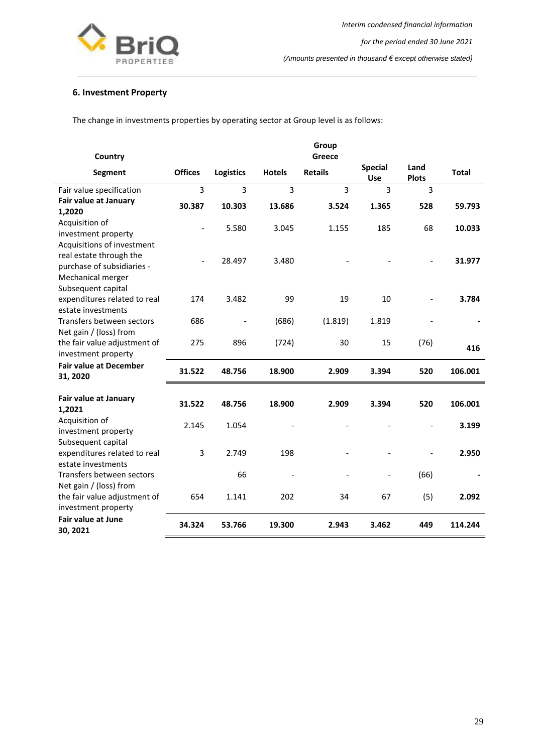## 6. Investment Property

The change in investments properties by operating sector at Group level is as follows:

| | Group | | | | | | |
|---|---|---|---|---|---|---|---|
| **Country** | Greece | | | | | | |
| **Segment** | **Offices** | **Logistics** | **Hotels** | **Retails** | **Special Use** | **Land Plots** | **Total** |
| Fair value specification | 3 | 3 | 3 | 3 | 3 | 3 | |
| **Fair value at January 1,2020** | **30.387** | **10.303** | **13.686** | **3.524** | **1.365** | **528** | **59.793** |
| Acquisition of investment property | - | 5.580 | 3.045 | 1.155 | 185 | 68 | **10.033** |
| Acquisitions of investment real estate through the purchase of subsidiaries - Mechanical merger | - | 28.497 | 3.480 | - | - | - | **31.977** |
| Subsequent capital expenditures related to real estate investments | 174 | 3.482 | 99 | 19 | 10 | - | **3.784** |
| Transfers between sectors | 686 | - | (686) | (1.819) | 1.819 | - | **-** |
| Net gain / (loss) from the fair value adjustment of investment property | 275 | 896 | (724) | 30 | 15 | (76) | **416** |
| **Fair value at December 31, 2020** | **31.522** | **48.756** | **18.900** | **2.909** | **3.394** | **520** | **106.001** |
| | | | | | | | |
| **Fair value at January 1,2021** | **31.522** | **48.756** | **18.900** | **2.909** | **3.394** | **520** | **106.001** |
| Acquisition of investment property | 2.145 | 1.054 | - | - | - | - | **3.199** |
| Subsequent capital expenditures related to real estate investments | 3 | 2.749 | 198 | - | - | - | **2.950** |
| Transfers between sectors | | 66 | - | - | - | (66) | **-** |
| Net gain / (loss) from the fair value adjustment of investment property | 654 | 1.141 | 202 | 34 | 67 | (5) | **2.092** |
| **Fair value at June 30, 2021** | **34.324** | **53.766** | **19.300** | **2.943** | **3.462** | **449** | **114.244** |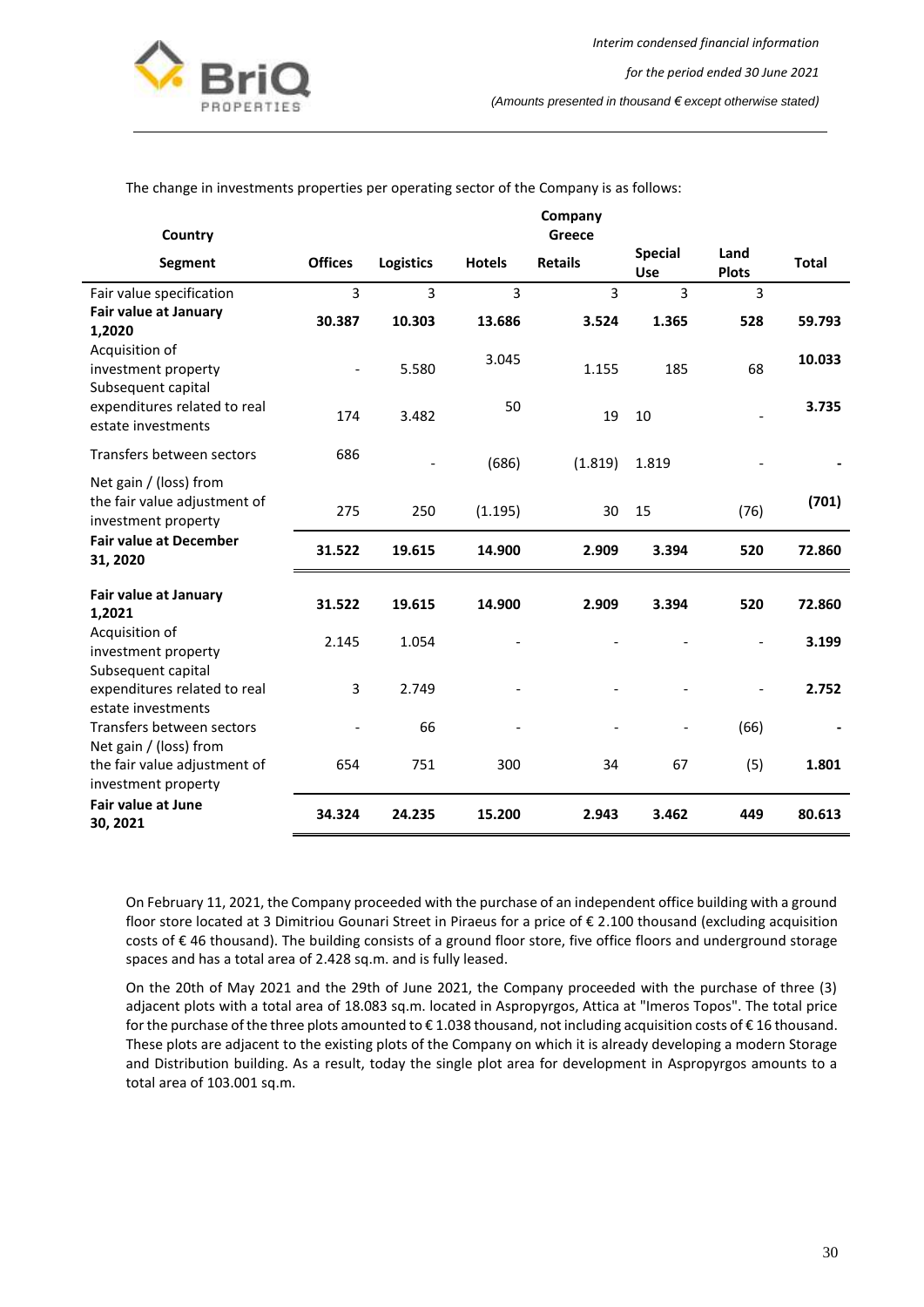The change in investments properties per operating sector of the Company is as follows:

| Country | | | | Company<br>Greece | | | |
|---|---|---|---|---|---|---|---|
| **Segment** | **Offices** | **Logistics** | **Hotels** | **Retails** | **Special Use** | **Land Plots** | **Total** |
| Fair value specification | 3 | 3 | 3 | 3 | 3 | 3 | |
| **Fair value at January 1,2020** | **30.387** | **10.303** | **13.686** | **3.524** | **1.365** | **528** | **59.793** |
| Acquisition of investment property | - | 5.580 | 3.045 | 1.155 | 185 | 68 | **10.033** |
| Subsequent capital expenditures related to real estate investments | 174 | 3.482 | 50 | 19 | 10 | - | **3.735** |
| Transfers between sectors | 686 | - | (686) | (1.819) | 1.819 | - | **-** |
| Net gain / (loss) from the fair value adjustment of investment property | 275 | 250 | (1.195) | 30 | 15 | (76) | **(701)** |
| **Fair value at December 31, 2020** | **31.522** | **19.615** | **14.900** | **2.909** | **3.394** | **520** | **72.860** |
| **Fair value at January 1,2021** | **31.522** | **19.615** | **14.900** | **2.909** | **3.394** | **520** | **72.860** |
| Acquisition of investment property | 2.145 | 1.054 | - | - | - | - | **3.199** |
| Subsequent capital expenditures related to real estate investments | 3 | 2.749 | - | - | - | - | **2.752** |
| Transfers between sectors | - | 66 | - | - | - | (66) | **-** |
| Net gain / (loss) from the fair value adjustment of investment property | 654 | 751 | 300 | 34 | 67 | (5) | **1.801** |
| **Fair value at June 30, 2021** | **34.324** | **24.235** | **15.200** | **2.943** | **3.462** | **449** | **80.613** |

On February 11, 2021, the Company proceeded with the purchase of an independent office building with a ground floor store located at 3 Dimitriou Gounari Street in Piraeus for a price of € 2.100 thousand (excluding acquisition costs of € 46 thousand). The building consists of a ground floor store, five office floors and underground storage spaces and has a total area of 2.428 sq.m. and is fully leased.

On the 20th of May 2021 and the 29th of June 2021, the Company proceeded with the purchase of three (3) adjacent plots with a total area of 18.083 sq.m. located in Aspropyrgos, Attica at "Imeros Topos". The total price for the purchase of the three plots amounted to € 1.038 thousand, not including acquisition costs of € 16 thousand. These plots are adjacent to the existing plots of the Company on which it is already developing a modern Storage and Distribution building. As a result, today the single plot area for development in Aspropyrgos amounts to a total area of 103.001 sq.m.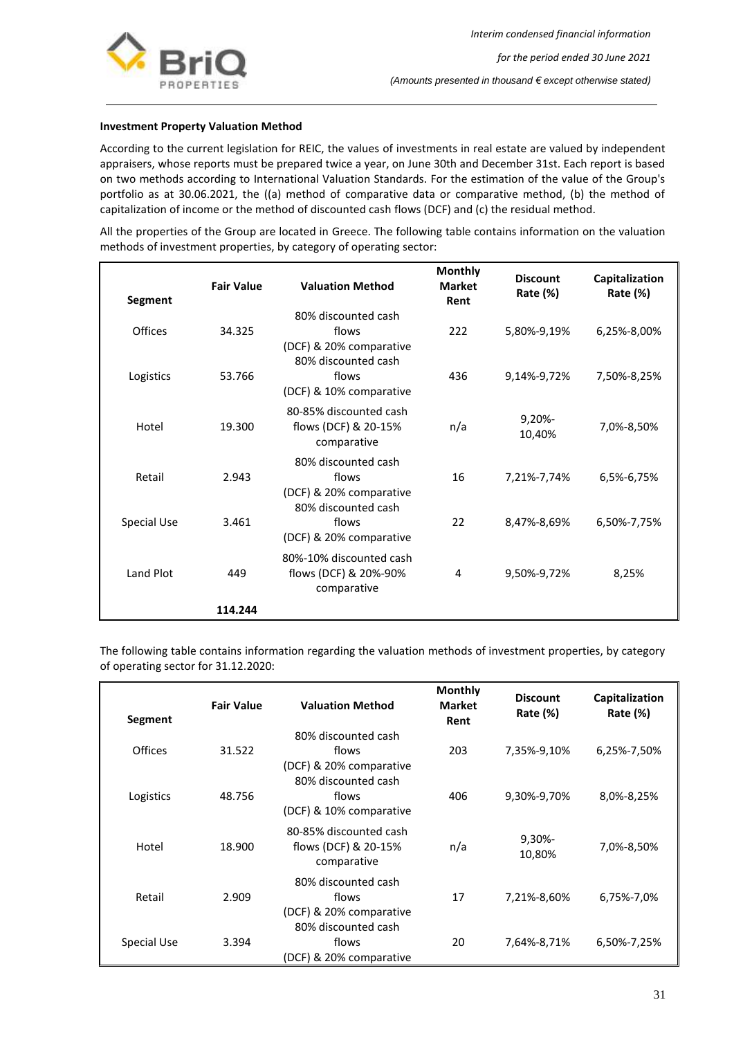**Investment Property Valuation Method**

According to the current legislation for REIC, the values of investments in real estate are valued by independent appraisers, whose reports must be prepared twice a year, on June 30th and December 31st. Each report is based on two methods according to International Valuation Standards. For the estimation of the value of the Group's portfolio as at 30.06.2021, the ((a) method of comparative data or comparative method, (b) the method of capitalization of income or the method of discounted cash flows (DCF) and (c) the residual method.

All the properties of the Group are located in Greece. The following table contains information on the valuation methods of investment properties, by category of operating sector:

| Segment | Fair Value | Valuation Method | Monthly Market Rent | Discount Rate (%) | Capitalization Rate (%) |
|---|---|---|---|---|---|
| Offices | 34.325 | 80% discounted cash flows (DCF) & 20% comparative | 222 | 5,80%-9,19% | 6,25%-8,00% |
| Logistics | 53.766 | 80% discounted cash flows (DCF) & 10% comparative | 436 | 9,14%-9,72% | 7,50%-8,25% |
| Hotel | 19.300 | 80-85% discounted cash flows (DCF) & 20-15% comparative | n/a | 9,20%-10,40% | 7,0%-8,50% |
| Retail | 2.943 | 80% discounted cash flows (DCF) & 20% comparative | 16 | 7,21%-7,74% | 6,5%-6,75% |
| Special Use | 3.461 | 80% discounted cash flows (DCF) & 20% comparative | 22 | 8,47%-8,69% | 6,50%-7,75% |
| Land Plot | 449 | 80%-10% discounted cash flows (DCF) & 20%-90% comparative | 4 | 9,50%-9,72% | 8,25% |
| | **114.244** | | | | |

The following table contains information regarding the valuation methods of investment properties, by category of operating sector for 31.12.2020:

| Segment | Fair Value | Valuation Method | Monthly Market Rent | Discount Rate (%) | Capitalization Rate (%) |
|---|---|---|---|---|---|
| Offices | 31.522 | 80% discounted cash flows (DCF) & 20% comparative | 203 | 7,35%-9,10% | 6,25%-7,50% |
| Logistics | 48.756 | 80% discounted cash flows (DCF) & 10% comparative | 406 | 9,30%-9,70% | 8,0%-8,25% |
| Hotel | 18.900 | 80-85% discounted cash flows (DCF) & 20-15% comparative | n/a | 9,30%-10,80% | 7,0%-8,50% |
| Retail | 2.909 | 80% discounted cash flows (DCF) & 20% comparative | 17 | 7,21%-8,60% | 6,75%-7,0% |
| Special Use | 3.394 | 80% discounted cash flows (DCF) & 20% comparative | 20 | 7,64%-8,71% | 6,50%-7,25% |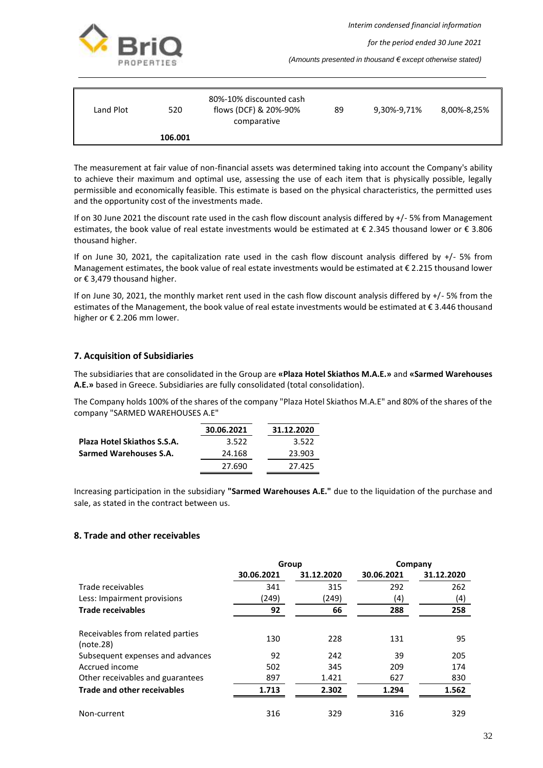| Land Plot | 520 | 80%-10% discounted cash flows (DCF) & 20%-90% comparative | 89 | 9,30%-9,71% | 8,00%-8,25% |
|---|---|---|---|---|---|
| | **106.001** | | | | |

The measurement at fair value of non-financial assets was determined taking into account the Company's ability to achieve their maximum and optimal use, assessing the use of each item that is physically possible, legally permissible and economically feasible. This estimate is based on the physical characteristics, the permitted uses and the opportunity cost of the investments made.

If on 30 June 2021 the discount rate used in the cash flow discount analysis differed by +/- 5% from Management estimates, the book value of real estate investments would be estimated at € 2.345 thousand lower or € 3.806 thousand higher.

If on June 30, 2021, the capitalization rate used in the cash flow discount analysis differed by +/- 5% from Management estimates, the book value of real estate investments would be estimated at € 2.215 thousand lower or € 3,479 thousand higher.

If on June 30, 2021, the monthly market rent used in the cash flow discount analysis differed by +/- 5% from the estimates of the Management, the book value of real estate investments would be estimated at € 3.446 thousand higher or € 2.206 mm lower.

## 7. Acquisition of Subsidiaries

The subsidiaries that are consolidated in the Group are **«Plaza Hotel Skiathos M.A.E.»** and **«Sarmed Warehouses A.E.»** based in Greece. Subsidiaries are fully consolidated (total consolidation).

The Company holds 100% of the shares of the company "Plaza Hotel Skiathos M.A.E" and 80% of the shares of the company "SARMED WAREHOUSES A.E"

| | 30.06.2021 | 31.12.2020 |
|---|---|---|
| **Plaza Hotel Skiathos S.S.A.** | 3.522 | 3.522 |
| **Sarmed Warehouses S.A.** | 24.168 | 23.903 |
| | 27.690 | 27.425 |

Increasing participation in the subsidiary **"Sarmed Warehouses A.E."** due to the liquidation of the purchase and sale, as stated in the contract between us.

## 8. Trade and other receivables

| | Group | | Company | |
|---|---|---|---|---|
| | 30.06.2021 | 31.12.2020 | 30.06.2021 | 31.12.2020 |
| Trade receivables | 341 | 315 | 292 | 262 |
| Less: Impairment provisions | (249) | (249) | (4) | (4) |
| **Trade receivables** | **92** | **66** | **288** | **258** |
| Receivables from related parties (note.28) | 130 | 228 | 131 | 95 |
| Subsequent expenses and advances | 92 | 242 | 39 | 205 |
| Accrued income | 502 | 345 | 209 | 174 |
| Other receivables and guarantees | 897 | 1.421 | 627 | 830 |
| **Trade and other receivables** | **1.713** | **2.302** | **1.294** | **1.562** |
| Non-current | 316 | 329 | 316 | 329 |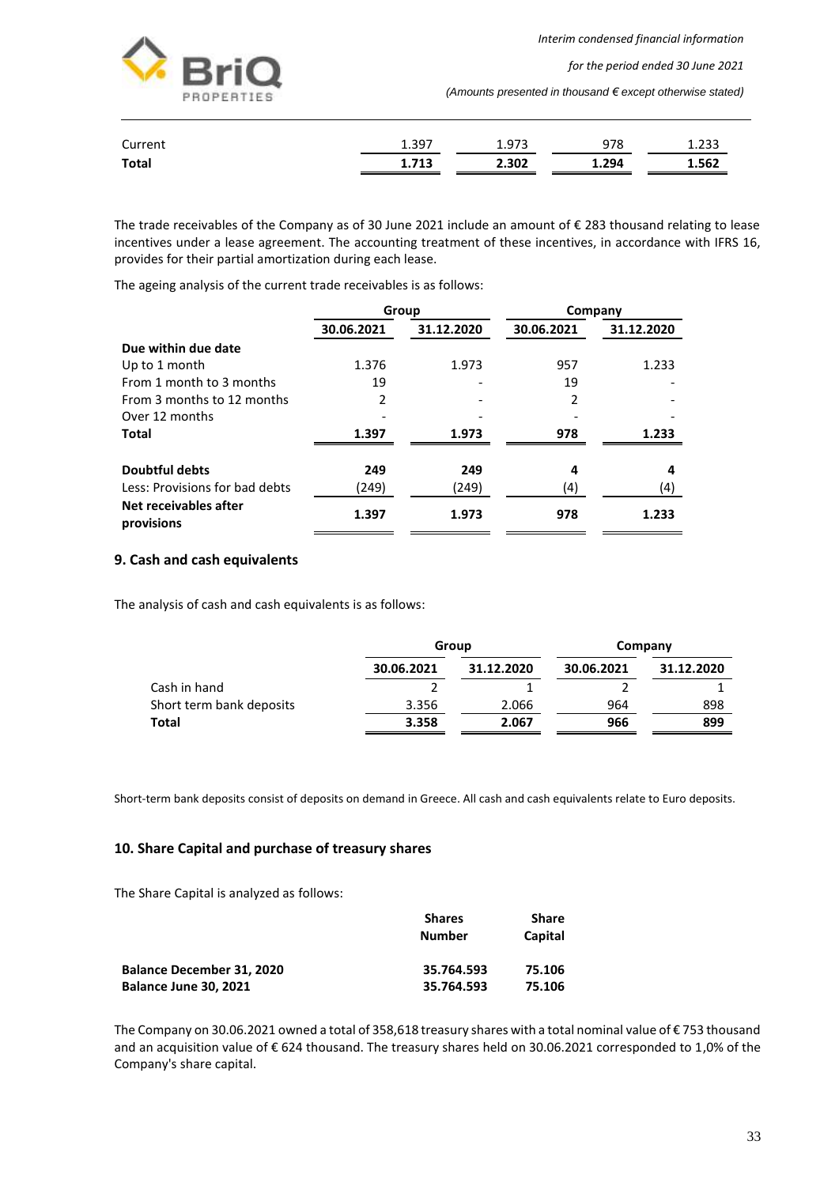| | | | | |
|---|---|---|---|---|
| Current | 1.397 | 1.973 | 978 | 1.233 |
| **Total** | **1.713** | **2.302** | **1.294** | **1.562** |

The trade receivables of the Company as of 30 June 2021 include an amount of € 283 thousand relating to lease incentives under a lease agreement. The accounting treatment of these incentives, in accordance with IFRS 16, provides for their partial amortization during each lease.

The ageing analysis of the current trade receivables is as follows:

| | Group | | Company | |
|---|---|---|---|---|
| | **30.06.2021** | **31.12.2020** | **30.06.2021** | **31.12.2020** |
| **Due within due date** | | | | |
| Up to 1 month | 1.376 | 1.973 | 957 | 1.233 |
| From 1 month to 3 months | 19 | - | 19 | - |
| From 3 months to 12 months | 2 | - | 2 | - |
| Over 12 months | - | - | - | - |
| **Total** | **1.397** | **1.973** | **978** | **1.233** |
| | | | | |
| **Doubtful debts** | **249** | **249** | **4** | **4** |
| Less: Provisions for bad debts | (249) | (249) | (4) | (4) |
| **Net receivables after provisions** | **1.397** | **1.973** | **978** | **1.233** |

## 9. Cash and cash equivalents

The analysis of cash and cash equivalents is as follows:

| | Group | | Company | |
|---|---|---|---|---|
| | **30.06.2021** | **31.12.2020** | **30.06.2021** | **31.12.2020** |
| Cash in hand | 2 | 1 | 2 | 1 |
| Short term bank deposits | 3.356 | 2.066 | 964 | 898 |
| **Total** | **3.358** | **2.067** | **966** | **899** |

Short-term bank deposits consist of deposits on demand in Greece. All cash and cash equivalents relate to Euro deposits.

## 10. Share Capital and purchase of treasury shares

The Share Capital is analyzed as follows:

| | **Shares Number** | **Share Capital** |
|---|---|---|
| **Balance December 31, 2020** | **35.764.593** | **75.106** |
| **Balance June 30, 2021** | **35.764.593** | **75.106** |

The Company on 30.06.2021 owned a total of 358,618 treasury shares with a total nominal value of € 753 thousand and an acquisition value of € 624 thousand. The treasury shares held on 30.06.2021 corresponded to 1,0% of the Company's share capital.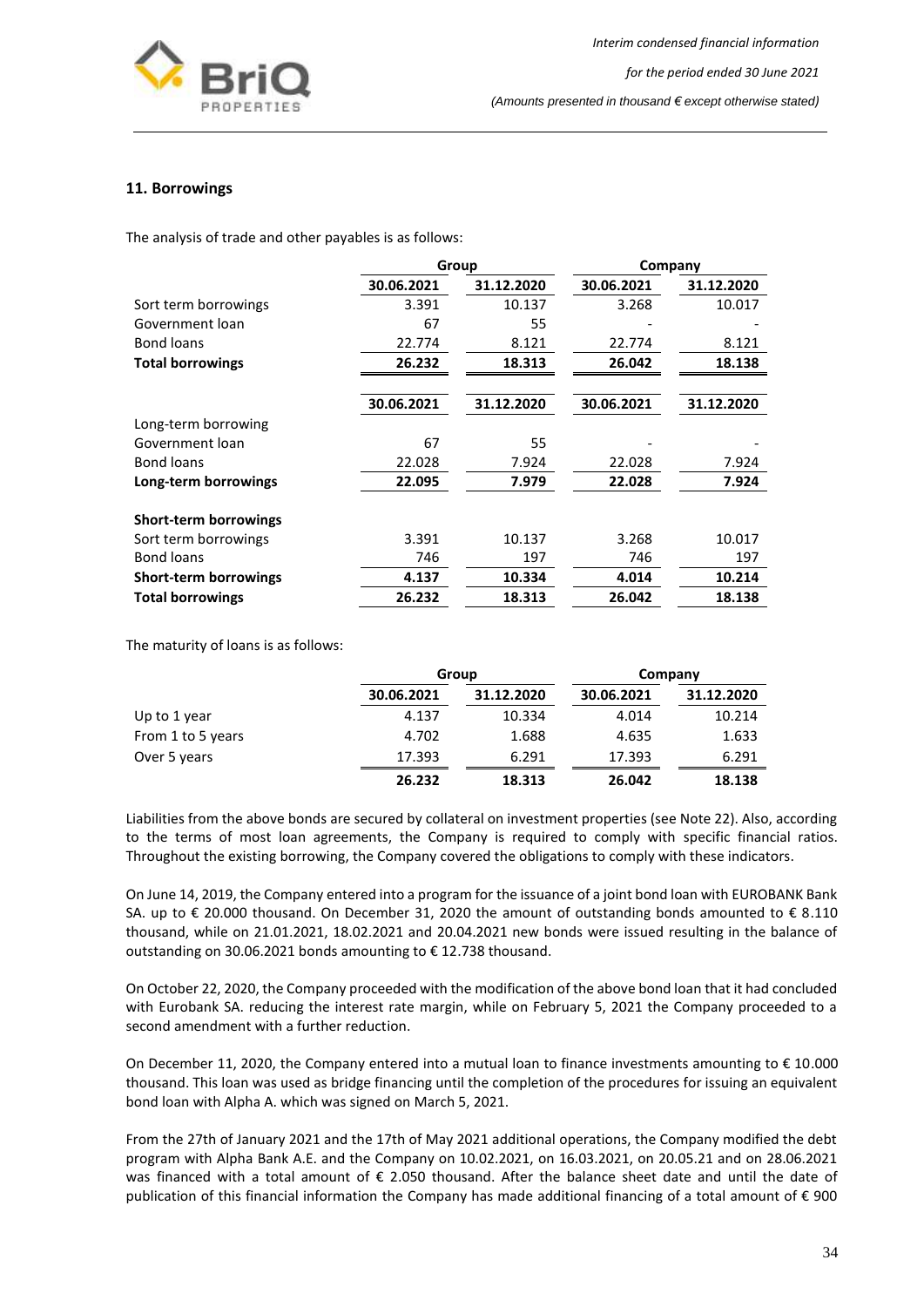## 11. Borrowings

The analysis of trade and other payables is as follows:

| | Group | | Company | |
|---|---|---|---|---|
| | 30.06.2021 | 31.12.2020 | 30.06.2021 | 31.12.2020 |
| Sort term borrowings | 3.391 | 10.137 | 3.268 | 10.017 |
| Government loan | 67 | 55 | - | - |
| Bond loans | 22.774 | 8.121 | 22.774 | 8.121 |
| **Total borrowings** | **26.232** | **18.313** | **26.042** | **18.138** |
| | **30.06.2021** | **31.12.2020** | **30.06.2021** | **31.12.2020** |
| Long-term borrowing | | | | |
| Government loan | 67 | 55 | - | - |
| Bond loans | 22.028 | 7.924 | 22.028 | 7.924 |
| **Long-term borrowings** | **22.095** | **7.979** | **22.028** | **7.924** |
| **Short-term borrowings** | | | | |
| Sort term borrowings | 3.391 | 10.137 | 3.268 | 10.017 |
| Bond loans | 746 | 197 | 746 | 197 |
| **Short-term borrowings** | **4.137** | **10.334** | **4.014** | **10.214** |
| **Total borrowings** | **26.232** | **18.313** | **26.042** | **18.138** |

The maturity of loans is as follows:

| | Group | | Company | |
|---|---|---|---|---|
| | 30.06.2021 | 31.12.2020 | 30.06.2021 | 31.12.2020 |
| Up to 1 year | 4.137 | 10.334 | 4.014 | 10.214 |
| From 1 to 5 years | 4.702 | 1.688 | 4.635 | 1.633 |
| Over 5 years | 17.393 | 6.291 | 17.393 | 6.291 |
| | **26.232** | **18.313** | **26.042** | **18.138** |

Liabilities from the above bonds are secured by collateral on investment properties (see Note 22). Also, according to the terms of most loan agreements, the Company is required to comply with specific financial ratios. Throughout the existing borrowing, the Company covered the obligations to comply with these indicators.

On June 14, 2019, the Company entered into a program for the issuance of a joint bond loan with EUROBANK Bank SA. up to € 20.000 thousand. On December 31, 2020 the amount of outstanding bonds amounted to € 8.110 thousand, while on 21.01.2021, 18.02.2021 and 20.04.2021 new bonds were issued resulting in the balance of outstanding on 30.06.2021 bonds amounting to € 12.738 thousand.

On October 22, 2020, the Company proceeded with the modification of the above bond loan that it had concluded with Eurobank SA. reducing the interest rate margin, while on February 5, 2021 the Company proceeded to a second amendment with a further reduction.

On December 11, 2020, the Company entered into a mutual loan to finance investments amounting to € 10.000 thousand. This loan was used as bridge financing until the completion of the procedures for issuing an equivalent bond loan with Alpha A. which was signed on March 5, 2021.

From the 27th of January 2021 and the 17th of May 2021 additional operations, the Company modified the debt program with Alpha Bank A.E. and the Company on 10.02.2021, on 16.03.2021, on 20.05.21 and on 28.06.2021 was financed with a total amount of € 2.050 thousand. After the balance sheet date and until the date of publication of this financial information the Company has made additional financing of a total amount of € 900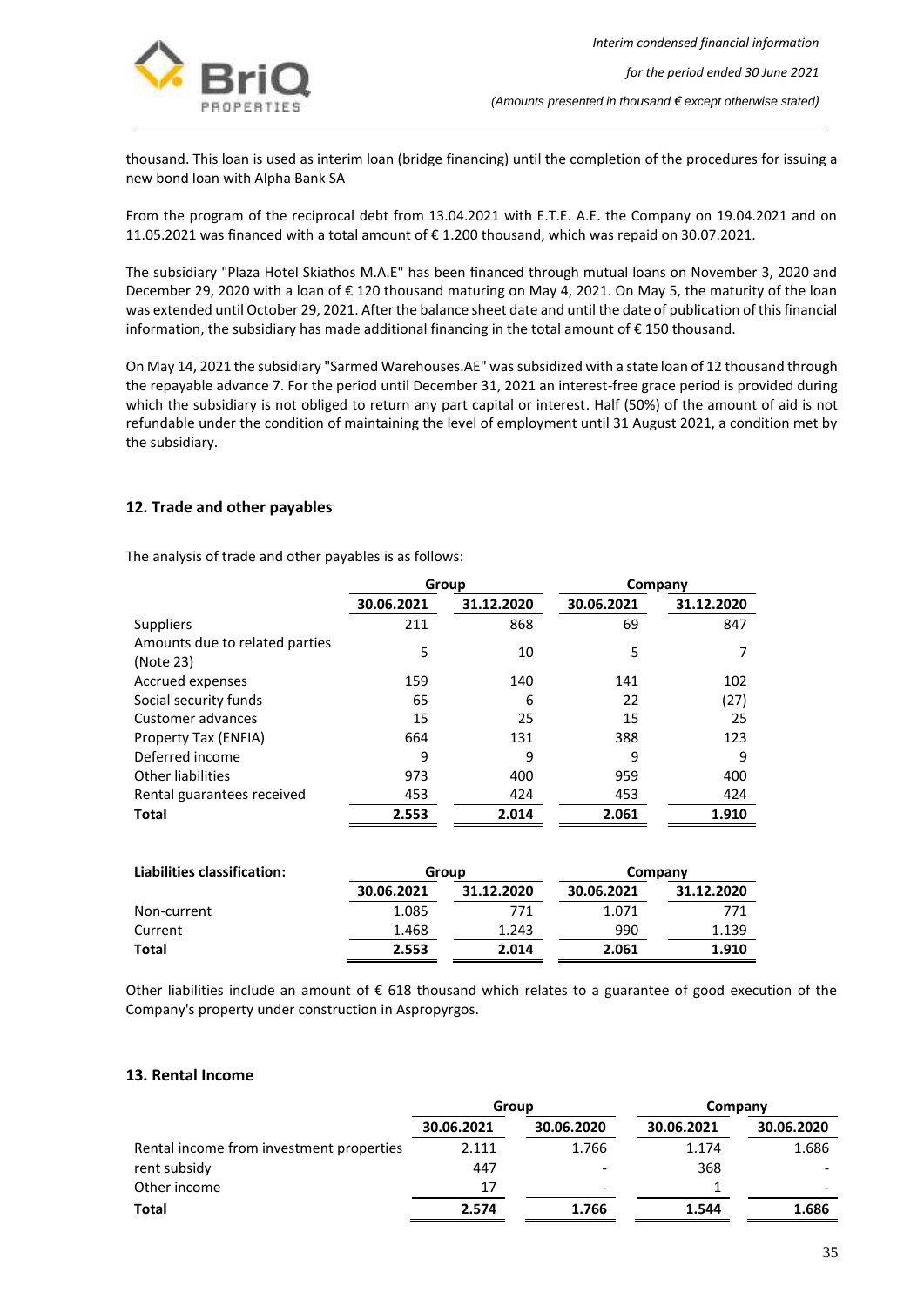thousand. This loan is used as interim loan (bridge financing) until the completion of the procedures for issuing a new bond loan with Alpha Bank SA

From the program of the reciprocal debt from 13.04.2021 with E.T.E. A.E. the Company on 19.04.2021 and on 11.05.2021 was financed with a total amount of € 1.200 thousand, which was repaid on 30.07.2021.

The subsidiary "Plaza Hotel Skiathos M.A.E" has been financed through mutual loans on November 3, 2020 and December 29, 2020 with a loan of € 120 thousand maturing on May 4, 2021. On May 5, the maturity of the loan was extended until October 29, 2021. After the balance sheet date and until the date of publication of this financial information, the subsidiary has made additional financing in the total amount of € 150 thousand.

On May 14, 2021 the subsidiary "Sarmed Warehouses.AE" was subsidized with a state loan of 12 thousand through the repayable advance 7. For the period until December 31, 2021 an interest-free grace period is provided during which the subsidiary is not obliged to return any part capital or interest. Half (50%) of the amount of aid is not refundable under the condition of maintaining the level of employment until 31 August 2021, a condition met by the subsidiary.

## 12. Trade and other payables

The analysis of trade and other payables is as follows:

| | Group | | Company | |
|---|---|---|---|---|
| | 30.06.2021 | 31.12.2020 | 30.06.2021 | 31.12.2020 |
| Suppliers | 211 | 868 | 69 | 847 |
| Amounts due to related parties (Note 23) | 5 | 10 | 5 | 7 |
| Accrued expenses | 159 | 140 | 141 | 102 |
| Social security funds | 65 | 6 | 22 | (27) |
| Customer advances | 15 | 25 | 15 | 25 |
| Property Tax (ENFIA) | 664 | 131 | 388 | 123 |
| Deferred income | 9 | 9 | 9 | 9 |
| Other liabilities | 973 | 400 | 959 | 400 |
| Rental guarantees received | 453 | 424 | 453 | 424 |
| **Total** | **2.553** | **2.014** | **2.061** | **1.910** |

| **Liabilities classification:** | Group | | Company | |
|---|---|---|---|---|
| | 30.06.2021 | 31.12.2020 | 30.06.2021 | 31.12.2020 |
| Non-current | 1.085 | 771 | 1.071 | 771 |
| Current | 1.468 | 1.243 | 990 | 1.139 |
| **Total** | **2.553** | **2.014** | **2.061** | **1.910** |

Other liabilities include an amount of € 618 thousand which relates to a guarantee of good execution of the Company's property under construction in Aspropyrgos.

## 13. Rental Income

| | Group | | Company | |
|---|---|---|---|---|
| | 30.06.2021 | 30.06.2020 | 30.06.2021 | 30.06.2020 |
| Rental income from investment properties | 2.111 | 1.766 | 1.174 | 1.686 |
| rent subsidy | 447 | - | 368 | - |
| Other income | 17 | - | 1 | - |
| **Total** | **2.574** | **1.766** | **1.544** | **1.686** |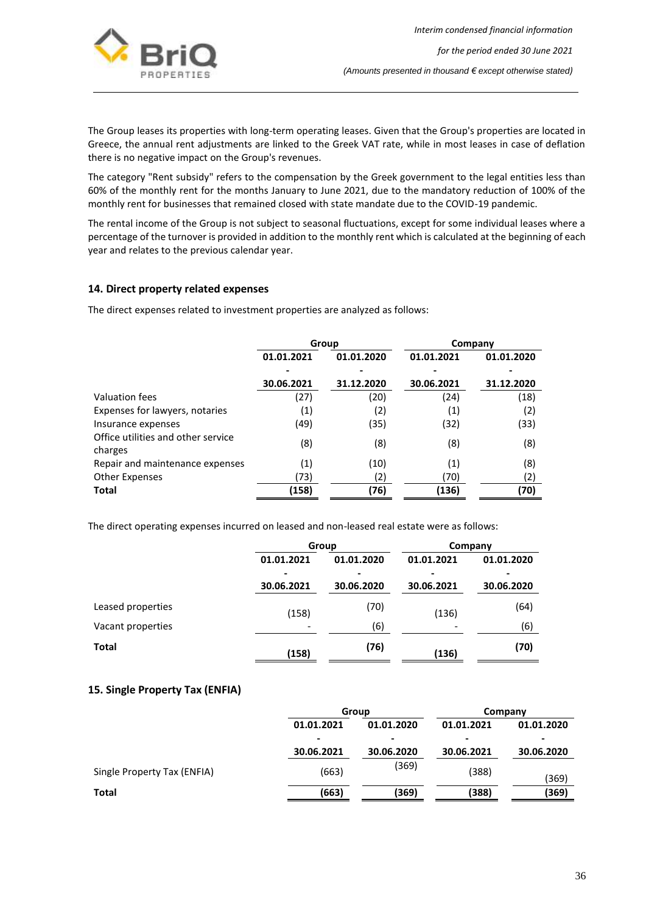The Group leases its properties with long-term operating leases. Given that the Group's properties are located in Greece, the annual rent adjustments are linked to the Greek VAT rate, while in most leases in case of deflation there is no negative impact on the Group's revenues.

The category "Rent subsidy" refers to the compensation by the Greek government to the legal entities less than 60% of the monthly rent for the months January to June 2021, due to the mandatory reduction of 100% of the monthly rent for businesses that remained closed with state mandate due to the COVID-19 pandemic.

The rental income of the Group is not subject to seasonal fluctuations, except for some individual leases where a percentage of the turnover is provided in addition to the monthly rent which is calculated at the beginning of each year and relates to the previous calendar year.

## 14. Direct property related expenses

The direct expenses related to investment properties are analyzed as follows:

| | Group | | Company | |
|---|---|---|---|---|
| | 01.01.2021 - 30.06.2021 | 01.01.2020 - 31.12.2020 | 01.01.2021 - 30.06.2021 | 01.01.2020 - 31.12.2020 |
| Valuation fees | (27) | (20) | (24) | (18) |
| Expenses for lawyers, notaries | (1) | (2) | (1) | (2) |
| Insurance expenses | (49) | (35) | (32) | (33) |
| Office utilities and other service charges | (8) | (8) | (8) | (8) |
| Repair and maintenance expenses | (1) | (10) | (1) | (8) |
| Other Expenses | (73) | (2) | (70) | (2) |
| **Total** | **(158)** | **(76)** | **(136)** | **(70)** |

The direct operating expenses incurred on leased and non-leased real estate were as follows:

| | Group | | Company | |
|---|---|---|---|---|
| | 01.01.2021 - 30.06.2021 | 01.01.2020 - 30.06.2020 | 01.01.2021 - 30.06.2021 | 01.01.2020 - 30.06.2020 |
| Leased properties | (158) | (70) | (136) | (64) |
| Vacant properties | - | (6) | - | (6) |
| **Total** | **(158)** | **(76)** | **(136)** | **(70)** |

## 15. Single Property Tax (ENFIA)

| | Group | | Company | |
|---|---|---|---|---|
| | 01.01.2021 - 30.06.2021 | 01.01.2020 - 30.06.2020 | 01.01.2021 - 30.06.2021 | 01.01.2020 - 30.06.2020 |
| Single Property Tax (ENFIA) | (663) | (369) | (388) | (369) |
| **Total** | **(663)** | **(369)** | **(388)** | **(369)** |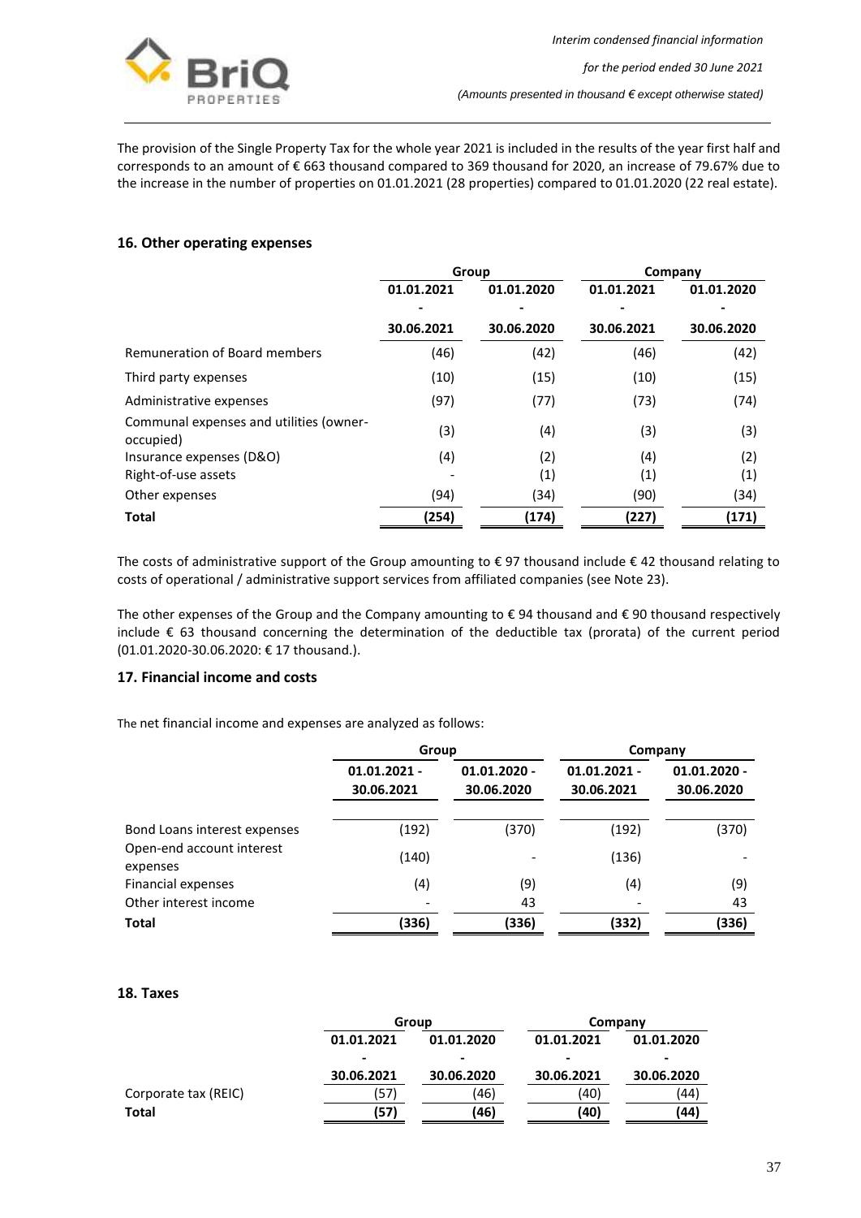The provision of the Single Property Tax for the whole year 2021 is included in the results of the year first half and corresponds to an amount of € 663 thousand compared to 369 thousand for 2020, an increase of 79.67% due to the increase in the number of properties on 01.01.2021 (28 properties) compared to 01.01.2020 (22 real estate).

## 16. Other operating expenses

| | Group | | Company | |
|---|---|---|---|---|
| | 01.01.2021 - 30.06.2021 | 01.01.2020 - 30.06.2020 | 01.01.2021 - 30.06.2021 | 01.01.2020 - 30.06.2020 |
| Remuneration of Board members | (46) | (42) | (46) | (42) |
| Third party expenses | (10) | (15) | (10) | (15) |
| Administrative expenses | (97) | (77) | (73) | (74) |
| Communal expenses and utilities (owner-occupied) | (3) | (4) | (3) | (3) |
| Insurance expenses (D&O) | (4) | (2) | (4) | (2) |
| Right-of-use assets | - | (1) | (1) | (1) |
| Other expenses | (94) | (34) | (90) | (34) |
| **Total** | **(254)** | **(174)** | **(227)** | **(171)** |

The costs of administrative support of the Group amounting to € 97 thousand include € 42 thousand relating to costs of operational / administrative support services from affiliated companies (see Note 23).

The other expenses of the Group and the Company amounting to € 94 thousand and € 90 thousand respectively include € 63 thousand concerning the determination of the deductible tax (prorata) of the current period (01.01.2020-30.06.2020: € 17 thousand.).

## 17. Financial income and costs

The net financial income and expenses are analyzed as follows:

| | Group | | Company | |
|---|---|---|---|---|
| | 01.01.2021 - 30.06.2021 | 01.01.2020 - 30.06.2020 | 01.01.2021 - 30.06.2021 | 01.01.2020 - 30.06.2020 |
| Bond Loans interest expenses | (192) | (370) | (192) | (370) |
| Open-end account interest expenses | (140) | - | (136) | - |
| Financial expenses | (4) | (9) | (4) | (9) |
| Other interest income | - | 43 | - | 43 |
| **Total** | **(336)** | **(336)** | **(332)** | **(336)** |

## 18. Taxes

| | Group | | Company | |
|---|---|---|---|---|
| | 01.01.2021 - 30.06.2021 | 01.01.2020 - 30.06.2020 | 01.01.2021 - 30.06.2021 | 01.01.2020 - 30.06.2020 |
| Corporate tax (REIC) | (57) | (46) | (40) | (44) |
| **Total** | **(57)** | **(46)** | **(40)** | **(44)** |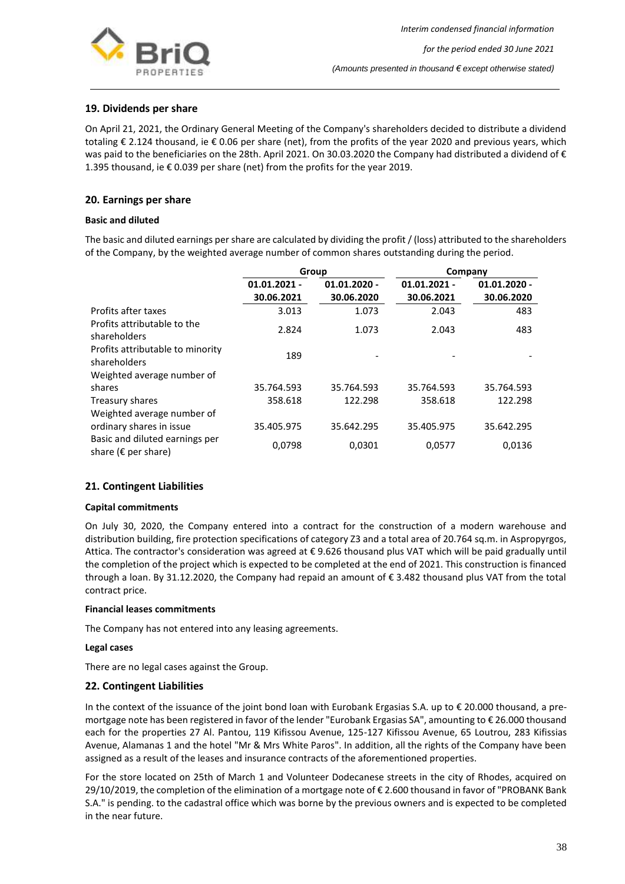## 19. Dividends per share

On April 21, 2021, the Ordinary General Meeting of the Company's shareholders decided to distribute a dividend totaling € 2.124 thousand, ie € 0.06 per share (net), from the profits of the year 2020 and previous years, which was paid to the beneficiaries on the 28th. April 2021. On 30.03.2020 the Company had distributed a dividend of € 1.395 thousand, ie € 0.039 per share (net) from the profits for the year 2019.

## 20. Earnings per share

**Basic and diluted**

The basic and diluted earnings per share are calculated by dividing the profit / (loss) attributed to the shareholders of the Company, by the weighted average number of common shares outstanding during the period.

| | Group | | Company | |
|---|---|---|---|---|
| | 01.01.2021 - 30.06.2021 | 01.01.2020 - 30.06.2020 | 01.01.2021 - 30.06.2021 | 01.01.2020 - 30.06.2020 |
| Profits after taxes | 3.013 | 1.073 | 2.043 | 483 |
| Profits attributable to the shareholders | 2.824 | 1.073 | 2.043 | 483 |
| Profits attributable to minority shareholders | 189 | - | - | - |
| Weighted average number of shares | 35.764.593 | 35.764.593 | 35.764.593 | 35.764.593 |
| Treasury shares | 358.618 | 122.298 | 358.618 | 122.298 |
| Weighted average number of ordinary shares in issue | 35.405.975 | 35.642.295 | 35.405.975 | 35.642.295 |
| Basic and diluted earnings per share (€ per share) | 0,0798 | 0,0301 | 0,0577 | 0,0136 |

## 21. Contingent Liabilities

**Capital commitments**

On July 30, 2020, the Company entered into a contract for the construction of a modern warehouse and distribution building, fire protection specifications of category Z3 and a total area of 20.764 sq.m. in Aspropyrgos, Attica. The contractor's consideration was agreed at € 9.626 thousand plus VAT which will be paid gradually until the completion of the project which is expected to be completed at the end of 2021. This construction is financed through a loan. By 31.12.2020, the Company had repaid an amount of € 3.482 thousand plus VAT from the total contract price.

**Financial leases commitments**

The Company has not entered into any leasing agreements.

**Legal cases**

There are no legal cases against the Group.

## 22. Contingent Liabilities

In the context of the issuance of the joint bond loan with Eurobank Ergasias S.A. up to € 20.000 thousand, a pre-mortgage note has been registered in favor of the lender "Eurobank Ergasias SA", amounting to € 26.000 thousand each for the properties 27 Al. Pantou, 119 Kifissou Avenue, 125-127 Kifissou Avenue, 65 Loutrou, 283 Kifissias Avenue, Alamanas 1 and the hotel "Mr & Mrs White Paros". In addition, all the rights of the Company have been assigned as a result of the leases and insurance contracts of the aforementioned properties.

For the store located on 25th of March 1 and Volunteer Dodecanese streets in the city of Rhodes, acquired on 29/10/2019, the completion of the elimination of a mortgage note of € 2.600 thousand in favor of "PROBANK Bank S.A." is pending. to the cadastral office which was borne by the previous owners and is expected to be completed in the near future.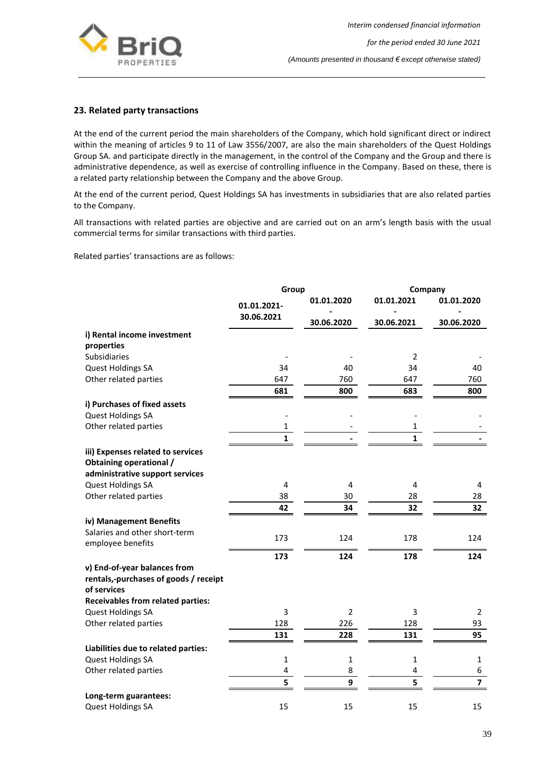## 23. Related party transactions

At the end of the current period the main shareholders of the Company, which hold significant direct or indirect within the meaning of articles 9 to 11 of Law 3556/2007, are also the main shareholders of the Quest Holdings Group SA. and participate directly in the management, in the control of the Company and the Group and there is administrative dependence, as well as exercise of controlling influence in the Company. Based on these, there is a related party relationship between the Company and the above Group.

At the end of the current period, Quest Holdings SA has investments in subsidiaries that are also related parties to the Company.

All transactions with related parties are objective and are carried out on an arm's length basis with the usual commercial terms for similar transactions with third parties.

Related parties' transactions are as follows:

| | Group | | Company | |
|---|---|---|---|---|
| | 01.01.2021-30.06.2021 | 01.01.2020-30.06.2020 | 01.01.2021-30.06.2021 | 01.01.2020-30.06.2020 |
| **i) Rental income investment properties** | | | | |
| Subsidiaries | - | - | 2 | - |
| Quest Holdings SA | 34 | 40 | 34 | 40 |
| Other related parties | 647 | 760 | 647 | 760 |
| | **681** | **800** | **683** | **800** |
| **i) Purchases of fixed assets** | | | | |
| Quest Holdings SA | - | - | - | - |
| Other related parties | 1 | - | 1 | - |
| | **1** | **-** | **1** | **-** |
| **iii) Expenses related to services Obtaining operational / administrative support services** | | | | |
| Quest Holdings SA | 4 | 4 | 4 | 4 |
| Other related parties | 38 | 30 | 28 | 28 |
| | **42** | **34** | **32** | **32** |
| **iv) Management Benefits** | | | | |
| Salaries and other short-term employee benefits | 173 | 124 | 178 | 124 |
| | **173** | **124** | **178** | **124** |
| **v) End-of-year balances from rentals,-purchases of goods / receipt of services** | | | | |
| **Receivables from related parties:** | | | | |
| Quest Holdings SA | 3 | 2 | 3 | 2 |
| Other related parties | 128 | 226 | 128 | 93 |
| | **131** | **228** | **131** | **95** |
| **Liabilities due to related parties:** | | | | |
| Quest Holdings SA | 1 | 1 | 1 | 1 |
| Other related parties | 4 | 8 | 4 | 6 |
| | **5** | **9** | **5** | **7** |
| **Long-term guarantees:** | | | | |
| Quest Holdings SA | 15 | 15 | 15 | 15 |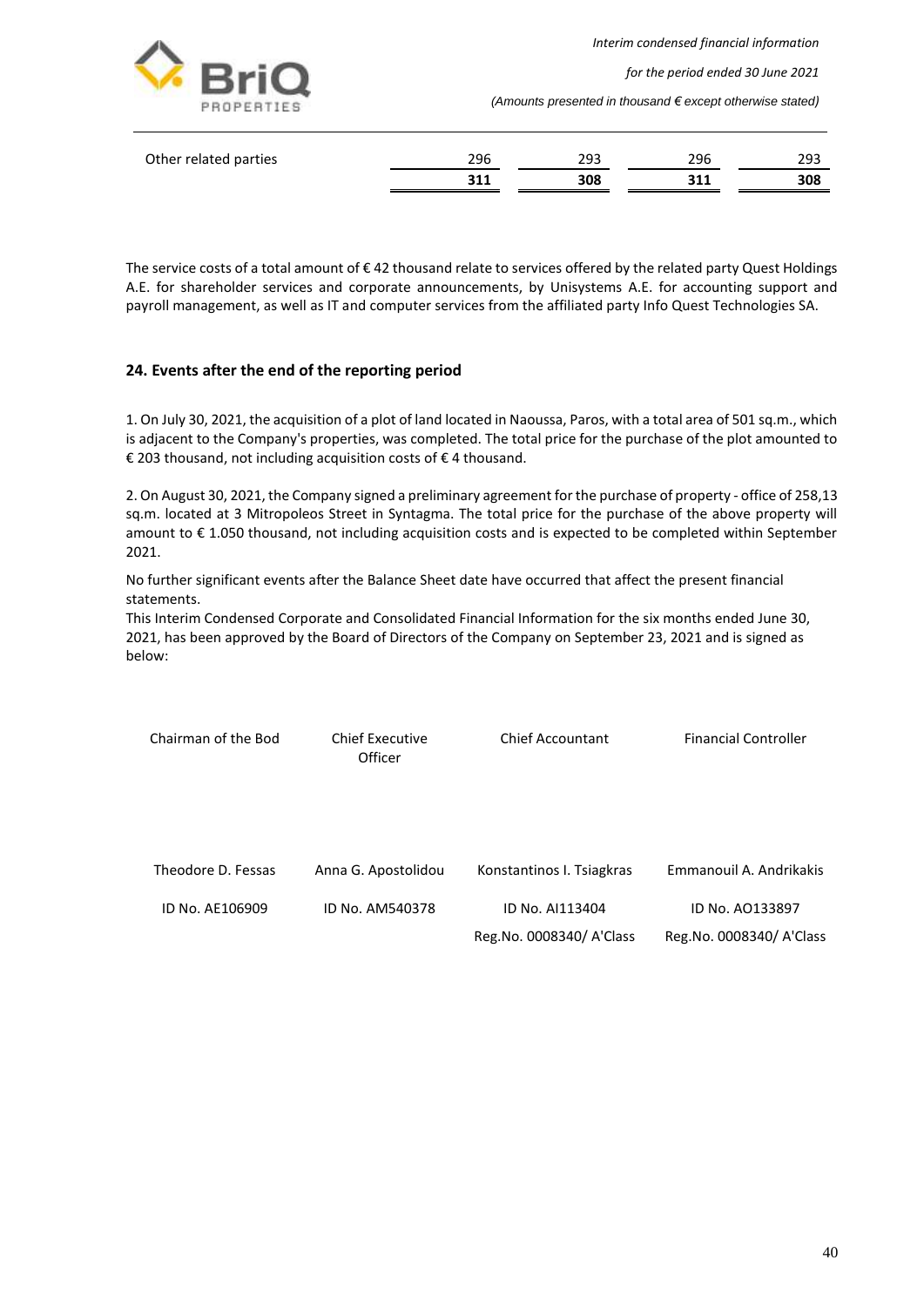| | | | | |
|---|---|---|---|---|
| Other related parties | 296 | 293 | 296 | 293 |
| | **311** | **308** | **311** | **308** |

The service costs of a total amount of € 42 thousand relate to services offered by the related party Quest Holdings A.E. for shareholder services and corporate announcements, by Unisystems A.E. for accounting support and payroll management, as well as IT and computer services from the affiliated party Info Quest Technologies SA.

## 24. Events after the end of the reporting period

1. On July 30, 2021, the acquisition of a plot of land located in Naoussa, Paros, with a total area of 501 sq.m., which is adjacent to the Company's properties, was completed. The total price for the purchase of the plot amounted to € 203 thousand, not including acquisition costs of € 4 thousand.

2. On August 30, 2021, the Company signed a preliminary agreement for the purchase of property - office of 258,13 sq.m. located at 3 Mitropoleos Street in Syntagma. The total price for the purchase of the above property will amount to € 1.050 thousand, not including acquisition costs and is expected to be completed within September 2021.

No further significant events after the Balance Sheet date have occurred that affect the present financial statements.

This Interim Condensed Corporate and Consolidated Financial Information for the six months ended June 30, 2021, has been approved by the Board of Directors of the Company on September 23, 2021 and is signed as below:

| Chairman of the Bod | Chief Executive Officer | Chief Accountant | Financial Controller |
|---|---|---|---|
| Theodore D. Fessas | Anna G. Apostolidou | Konstantinos I. Tsiagkras | Emmanouil A. Andrikakis |
| ID No. AE106909 | ID No. AM540378 | ID No. AI113404 | ID No. AO133897 |
| | | Reg.No. 0008340/ A'Class | Reg.No. 0008340/ A'Class |